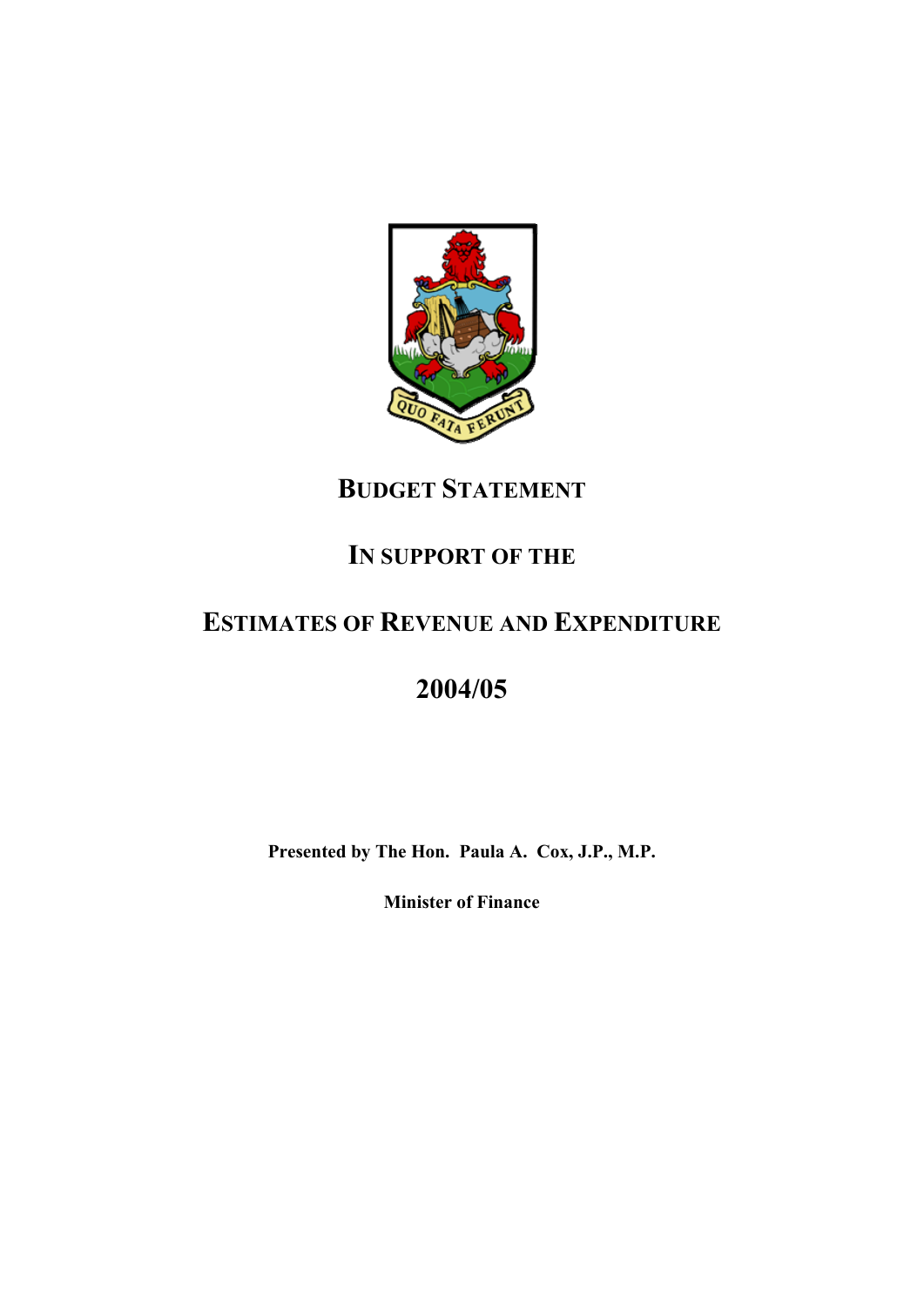# BUDGET STATEMENT

## IN SUPPORT OF THE

## ESTIMATES OF REVENUE AND EXPENDITURE

## 2004/05

**Presented by The Hon. Paula A. Cox, J.P., M.P.**

**Minister of Finance**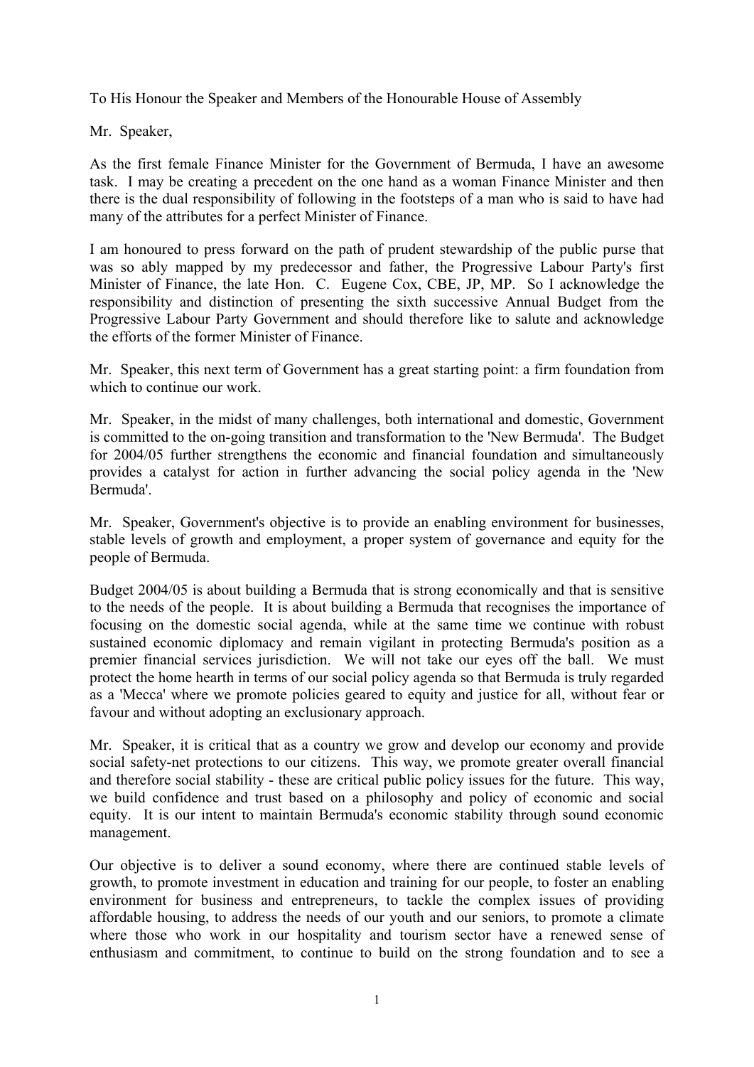To His Honour the Speaker and Members of the Honourable House of Assembly

Mr. Speaker,

As the first female Finance Minister for the Government of Bermuda, I have an awesome task. I may be creating a precedent on the one hand as a woman Finance Minister and then there is the dual responsibility of following in the footsteps of a man who is said to have had many of the attributes for a perfect Minister of Finance.

I am honoured to press forward on the path of prudent stewardship of the public purse that was so ably mapped by my predecessor and father, the Progressive Labour Party's first Minister of Finance, the late Hon. C. Eugene Cox, CBE, JP, MP. So I acknowledge the responsibility and distinction of presenting the sixth successive Annual Budget from the Progressive Labour Party Government and should therefore like to salute and acknowledge the efforts of the former Minister of Finance.

Mr. Speaker, this next term of Government has a great starting point: a firm foundation from which to continue our work.

Mr. Speaker, in the midst of many challenges, both international and domestic, Government is committed to the on-going transition and transformation to the 'New Bermuda'. The Budget for 2004/05 further strengthens the economic and financial foundation and simultaneously provides a catalyst for action in further advancing the social policy agenda in the 'New Bermuda'.

Mr. Speaker, Government's objective is to provide an enabling environment for businesses, stable levels of growth and employment, a proper system of governance and equity for the people of Bermuda.

Budget 2004/05 is about building a Bermuda that is strong economically and that is sensitive to the needs of the people. It is about building a Bermuda that recognises the importance of focusing on the domestic social agenda, while at the same time we continue with robust sustained economic diplomacy and remain vigilant in protecting Bermuda's position as a premier financial services jurisdiction. We will not take our eyes off the ball. We must protect the home hearth in terms of our social policy agenda so that Bermuda is truly regarded as a 'Mecca' where we promote policies geared to equity and justice for all, without fear or favour and without adopting an exclusionary approach.

Mr. Speaker, it is critical that as a country we grow and develop our economy and provide social safety-net protections to our citizens. This way, we promote greater overall financial and therefore social stability - these are critical public policy issues for the future. This way, we build confidence and trust based on a philosophy and policy of economic and social equity. It is our intent to maintain Bermuda's economic stability through sound economic management.

Our objective is to deliver a sound economy, where there are continued stable levels of growth, to promote investment in education and training for our people, to foster an enabling environment for business and entrepreneurs, to tackle the complex issues of providing affordable housing, to address the needs of our youth and our seniors, to promote a climate where those who work in our hospitality and tourism sector have a renewed sense of enthusiasm and commitment, to continue to build on the strong foundation and to see a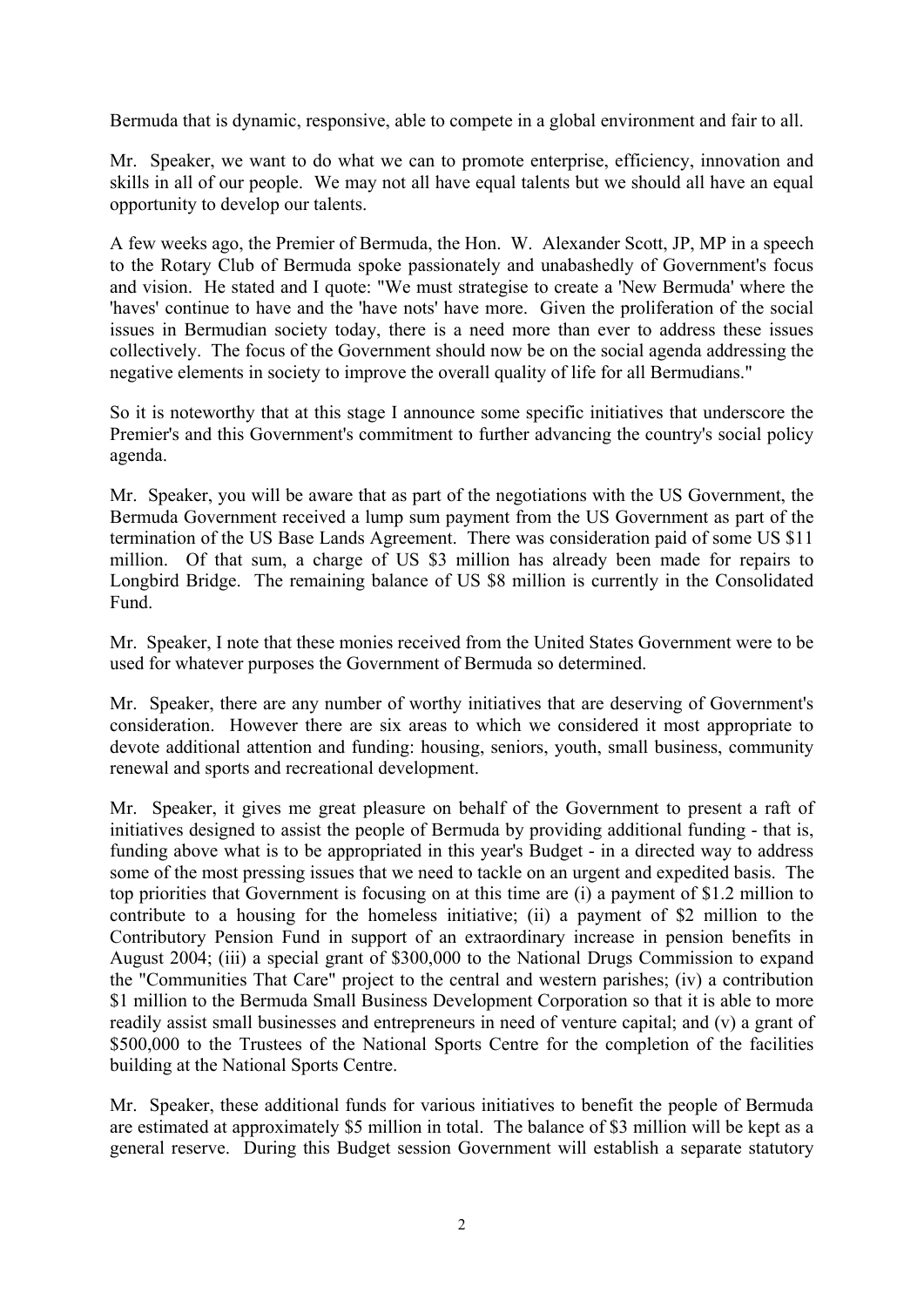Bermuda that is dynamic, responsive, able to compete in a global environment and fair to all.

Mr. Speaker, we want to do what we can to promote enterprise, efficiency, innovation and skills in all of our people. We may not all have equal talents but we should all have an equal opportunity to develop our talents.

A few weeks ago, the Premier of Bermuda, the Hon. W. Alexander Scott, JP, MP in a speech to the Rotary Club of Bermuda spoke passionately and unabashedly of Government's focus and vision. He stated and I quote: "We must strategise to create a 'New Bermuda' where the 'haves' continue to have and the 'have nots' have more. Given the proliferation of the social issues in Bermudian society today, there is a need more than ever to address these issues collectively. The focus of the Government should now be on the social agenda addressing the negative elements in society to improve the overall quality of life for all Bermudians."

So it is noteworthy that at this stage I announce some specific initiatives that underscore the Premier's and this Government's commitment to further advancing the country's social policy agenda.

Mr. Speaker, you will be aware that as part of the negotiations with the US Government, the Bermuda Government received a lump sum payment from the US Government as part of the termination of the US Base Lands Agreement. There was consideration paid of some US $11 million. Of that sum, a charge of US $3 million has already been made for repairs to Longbird Bridge. The remaining balance of US $8 million is currently in the Consolidated Fund.

Mr. Speaker, I note that these monies received from the United States Government were to be used for whatever purposes the Government of Bermuda so determined.

Mr. Speaker, there are any number of worthy initiatives that are deserving of Government's consideration. However there are six areas to which we considered it most appropriate to devote additional attention and funding: housing, seniors, youth, small business, community renewal and sports and recreational development.

Mr. Speaker, it gives me great pleasure on behalf of the Government to present a raft of initiatives designed to assist the people of Bermuda by providing additional funding - that is, funding above what is to be appropriated in this year's Budget - in a directed way to address some of the most pressing issues that we need to tackle on an urgent and expedited basis. The top priorities that Government is focusing on at this time are (i) a payment of $1.2 million to contribute to a housing for the homeless initiative; (ii) a payment of $2 million to the Contributory Pension Fund in support of an extraordinary increase in pension benefits in August 2004; (iii) a special grant of $300,000 to the National Drugs Commission to expand the "Communities That Care" project to the central and western parishes; (iv) a contribution $1 million to the Bermuda Small Business Development Corporation so that it is able to more readily assist small businesses and entrepreneurs in need of venture capital; and (v) a grant of $500,000 to the Trustees of the National Sports Centre for the completion of the facilities building at the National Sports Centre.

Mr. Speaker, these additional funds for various initiatives to benefit the people of Bermuda are estimated at approximately $5 million in total. The balance of $3 million will be kept as a general reserve. During this Budget session Government will establish a separate statutory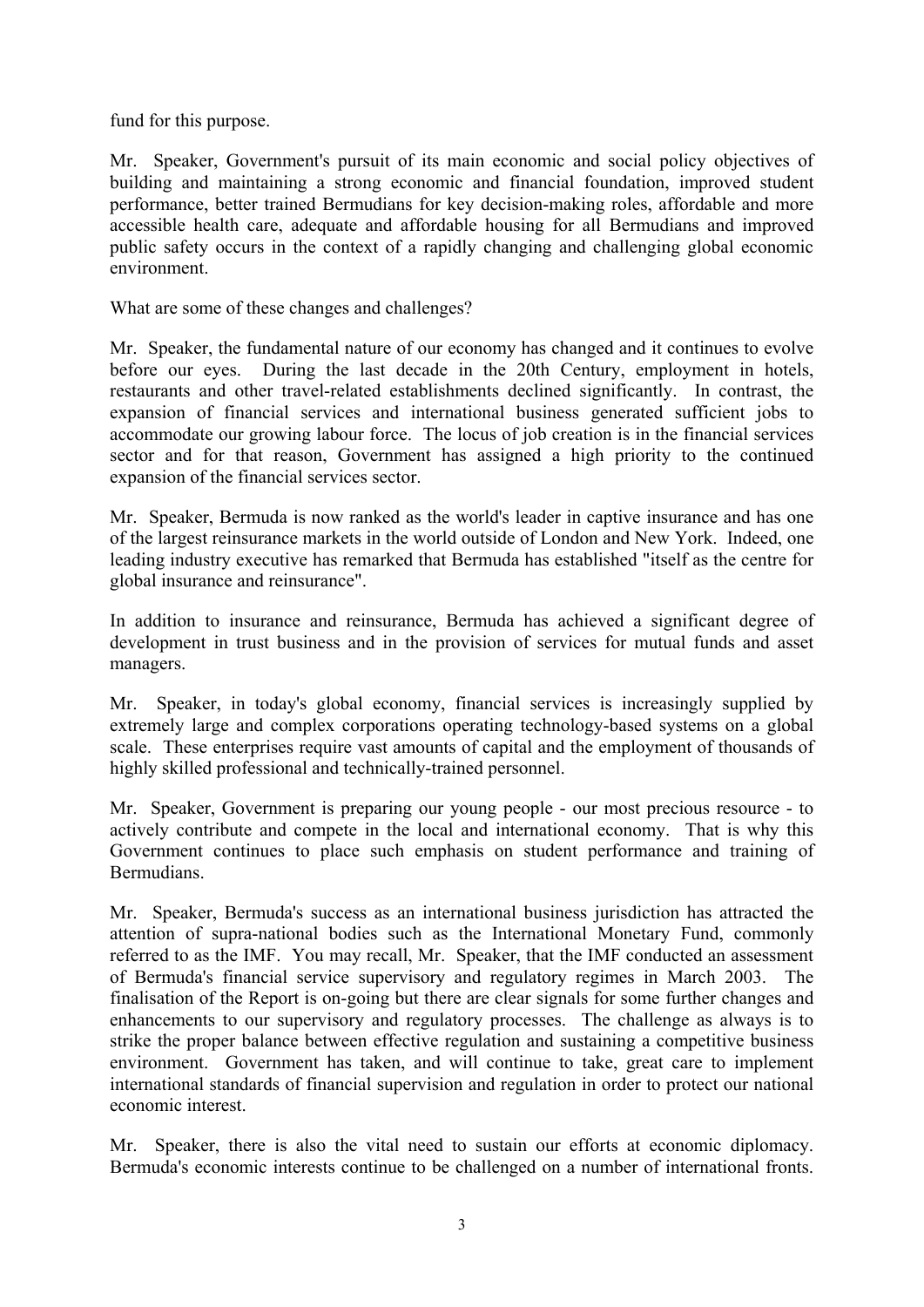fund for this purpose.

Mr. Speaker, Government's pursuit of its main economic and social policy objectives of building and maintaining a strong economic and financial foundation, improved student performance, better trained Bermudians for key decision-making roles, affordable and more accessible health care, adequate and affordable housing for all Bermudians and improved public safety occurs in the context of a rapidly changing and challenging global economic environment.

What are some of these changes and challenges?

Mr. Speaker, the fundamental nature of our economy has changed and it continues to evolve before our eyes. During the last decade in the 20th Century, employment in hotels, restaurants and other travel-related establishments declined significantly. In contrast, the expansion of financial services and international business generated sufficient jobs to accommodate our growing labour force. The locus of job creation is in the financial services sector and for that reason, Government has assigned a high priority to the continued expansion of the financial services sector.

Mr. Speaker, Bermuda is now ranked as the world's leader in captive insurance and has one of the largest reinsurance markets in the world outside of London and New York. Indeed, one leading industry executive has remarked that Bermuda has established "itself as the centre for global insurance and reinsurance".

In addition to insurance and reinsurance, Bermuda has achieved a significant degree of development in trust business and in the provision of services for mutual funds and asset managers.

Mr. Speaker, in today's global economy, financial services is increasingly supplied by extremely large and complex corporations operating technology-based systems on a global scale. These enterprises require vast amounts of capital and the employment of thousands of highly skilled professional and technically-trained personnel.

Mr. Speaker, Government is preparing our young people - our most precious resource - to actively contribute and compete in the local and international economy. That is why this Government continues to place such emphasis on student performance and training of Bermudians.

Mr. Speaker, Bermuda's success as an international business jurisdiction has attracted the attention of supra-national bodies such as the International Monetary Fund, commonly referred to as the IMF. You may recall, Mr. Speaker, that the IMF conducted an assessment of Bermuda's financial service supervisory and regulatory regimes in March 2003. The finalisation of the Report is on-going but there are clear signals for some further changes and enhancements to our supervisory and regulatory processes. The challenge as always is to strike the proper balance between effective regulation and sustaining a competitive business environment. Government has taken, and will continue to take, great care to implement international standards of financial supervision and regulation in order to protect our national economic interest.

Mr. Speaker, there is also the vital need to sustain our efforts at economic diplomacy. Bermuda's economic interests continue to be challenged on a number of international fronts.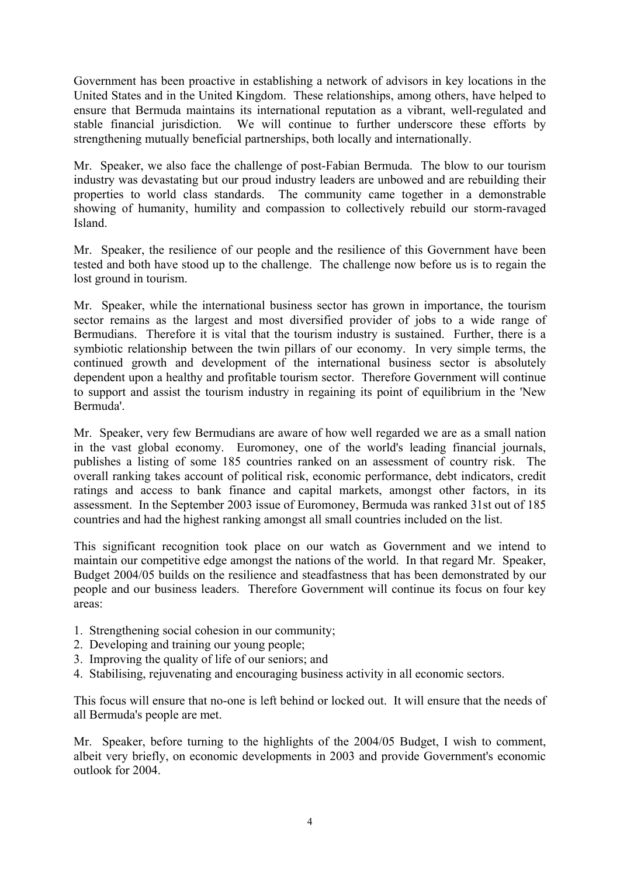Government has been proactive in establishing a network of advisors in key locations in the United States and in the United Kingdom. These relationships, among others, have helped to ensure that Bermuda maintains its international reputation as a vibrant, well-regulated and stable financial jurisdiction. We will continue to further underscore these efforts by strengthening mutually beneficial partnerships, both locally and internationally.

Mr. Speaker, we also face the challenge of post-Fabian Bermuda. The blow to our tourism industry was devastating but our proud industry leaders are unbowed and are rebuilding their properties to world class standards. The community came together in a demonstrable showing of humanity, humility and compassion to collectively rebuild our storm-ravaged Island.

Mr. Speaker, the resilience of our people and the resilience of this Government have been tested and both have stood up to the challenge. The challenge now before us is to regain the lost ground in tourism.

Mr. Speaker, while the international business sector has grown in importance, the tourism sector remains as the largest and most diversified provider of jobs to a wide range of Bermudians. Therefore it is vital that the tourism industry is sustained. Further, there is a symbiotic relationship between the twin pillars of our economy. In very simple terms, the continued growth and development of the international business sector is absolutely dependent upon a healthy and profitable tourism sector. Therefore Government will continue to support and assist the tourism industry in regaining its point of equilibrium in the 'New Bermuda'.

Mr. Speaker, very few Bermudians are aware of how well regarded we are as a small nation in the vast global economy. Euromoney, one of the world's leading financial journals, publishes a listing of some 185 countries ranked on an assessment of country risk. The overall ranking takes account of political risk, economic performance, debt indicators, credit ratings and access to bank finance and capital markets, amongst other factors, in its assessment. In the September 2003 issue of Euromoney, Bermuda was ranked 31st out of 185 countries and had the highest ranking amongst all small countries included on the list.

This significant recognition took place on our watch as Government and we intend to maintain our competitive edge amongst the nations of the world. In that regard Mr. Speaker, Budget 2004/05 builds on the resilience and steadfastness that has been demonstrated by our people and our business leaders. Therefore Government will continue its focus on four key areas:

1. Strengthening social cohesion in our community;
2. Developing and training our young people;
3. Improving the quality of life of our seniors; and
4. Stabilising, rejuvenating and encouraging business activity in all economic sectors.

This focus will ensure that no-one is left behind or locked out. It will ensure that the needs of all Bermuda's people are met.

Mr. Speaker, before turning to the highlights of the 2004/05 Budget, I wish to comment, albeit very briefly, on economic developments in 2003 and provide Government's economic outlook for 2004.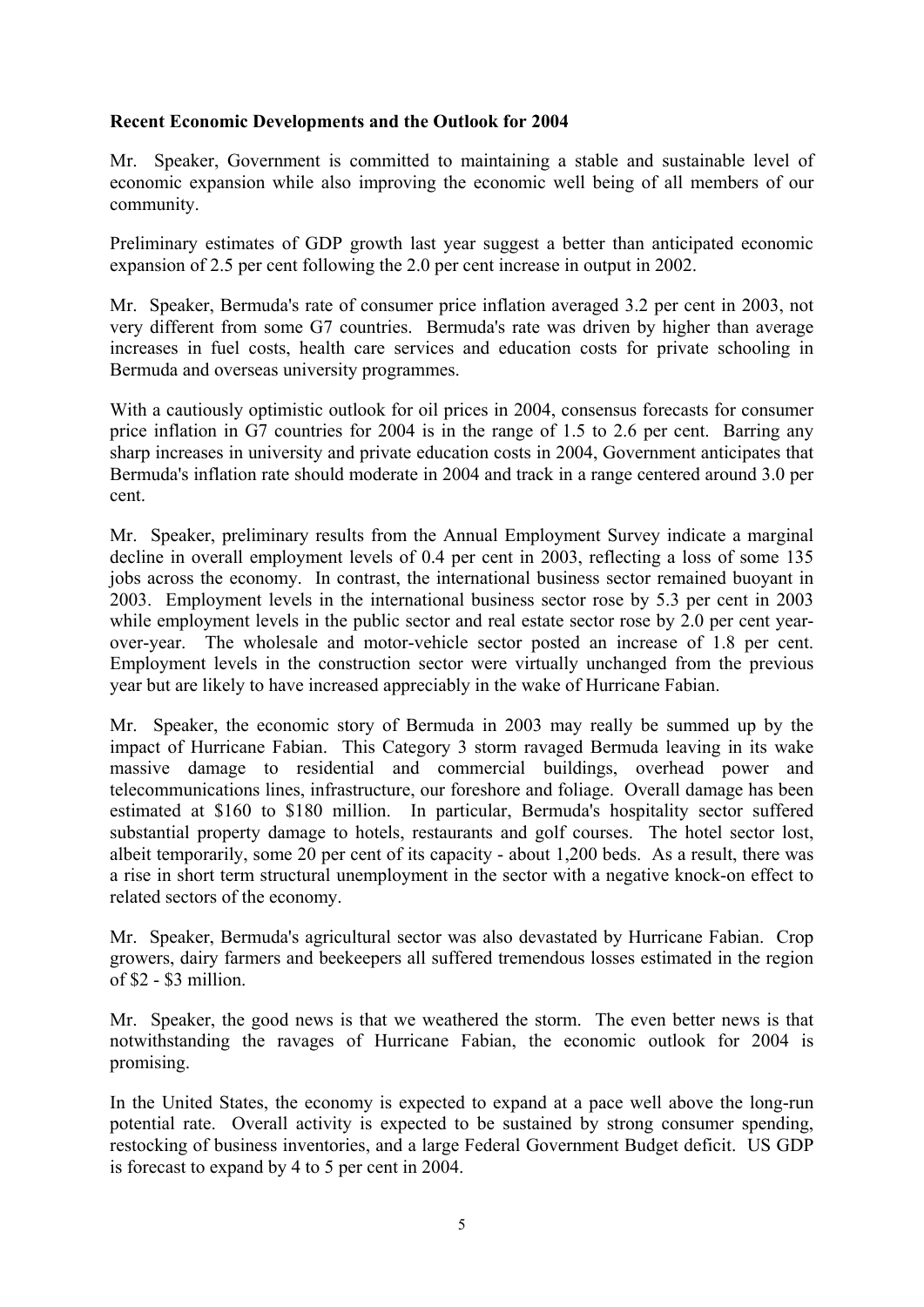**Recent Economic Developments and the Outlook for 2004**

Mr. Speaker, Government is committed to maintaining a stable and sustainable level of economic expansion while also improving the economic well being of all members of our community.

Preliminary estimates of GDP growth last year suggest a better than anticipated economic expansion of 2.5 per cent following the 2.0 per cent increase in output in 2002.

Mr. Speaker, Bermuda's rate of consumer price inflation averaged 3.2 per cent in 2003, not very different from some G7 countries. Bermuda's rate was driven by higher than average increases in fuel costs, health care services and education costs for private schooling in Bermuda and overseas university programmes.

With a cautiously optimistic outlook for oil prices in 2004, consensus forecasts for consumer price inflation in G7 countries for 2004 is in the range of 1.5 to 2.6 per cent. Barring any sharp increases in university and private education costs in 2004, Government anticipates that Bermuda's inflation rate should moderate in 2004 and track in a range centered around 3.0 per cent.

Mr. Speaker, preliminary results from the Annual Employment Survey indicate a marginal decline in overall employment levels of 0.4 per cent in 2003, reflecting a loss of some 135 jobs across the economy. In contrast, the international business sector remained buoyant in 2003. Employment levels in the international business sector rose by 5.3 per cent in 2003 while employment levels in the public sector and real estate sector rose by 2.0 per cent year-over-year. The wholesale and motor-vehicle sector posted an increase of 1.8 per cent. Employment levels in the construction sector were virtually unchanged from the previous year but are likely to have increased appreciably in the wake of Hurricane Fabian.

Mr. Speaker, the economic story of Bermuda in 2003 may really be summed up by the impact of Hurricane Fabian. This Category 3 storm ravaged Bermuda leaving in its wake massive damage to residential and commercial buildings, overhead power and telecommunications lines, infrastructure, our foreshore and foliage. Overall damage has been estimated at $160 to $180 million. In particular, Bermuda's hospitality sector suffered substantial property damage to hotels, restaurants and golf courses. The hotel sector lost, albeit temporarily, some 20 per cent of its capacity - about 1,200 beds. As a result, there was a rise in short term structural unemployment in the sector with a negative knock-on effect to related sectors of the economy.

Mr. Speaker, Bermuda's agricultural sector was also devastated by Hurricane Fabian. Crop growers, dairy farmers and beekeepers all suffered tremendous losses estimated in the region of $2 - $3 million.

Mr. Speaker, the good news is that we weathered the storm. The even better news is that notwithstanding the ravages of Hurricane Fabian, the economic outlook for 2004 is promising.

In the United States, the economy is expected to expand at a pace well above the long-run potential rate. Overall activity is expected to be sustained by strong consumer spending, restocking of business inventories, and a large Federal Government Budget deficit. US GDP is forecast to expand by 4 to 5 per cent in 2004.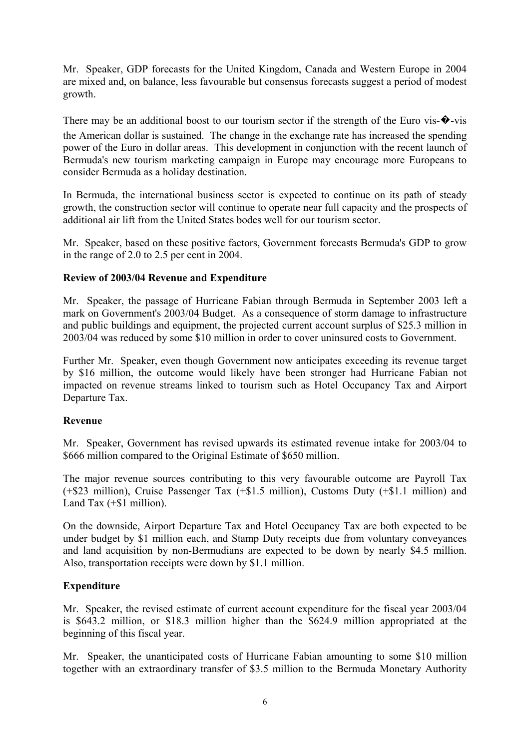Mr. Speaker, GDP forecasts for the United Kingdom, Canada and Western Europe in 2004 are mixed and, on balance, less favourable but consensus forecasts suggest a period of modest growth.

There may be an additional boost to our tourism sector if the strength of the Euro vis-�-vis the American dollar is sustained. The change in the exchange rate has increased the spending power of the Euro in dollar areas. This development in conjunction with the recent launch of Bermuda's new tourism marketing campaign in Europe may encourage more Europeans to consider Bermuda as a holiday destination.

In Bermuda, the international business sector is expected to continue on its path of steady growth, the construction sector will continue to operate near full capacity and the prospects of additional air lift from the United States bodes well for our tourism sector.

Mr. Speaker, based on these positive factors, Government forecasts Bermuda's GDP to grow in the range of 2.0 to 2.5 per cent in 2004.

**Review of 2003/04 Revenue and Expenditure**

Mr. Speaker, the passage of Hurricane Fabian through Bermuda in September 2003 left a mark on Government's 2003/04 Budget. As a consequence of storm damage to infrastructure and public buildings and equipment, the projected current account surplus of $25.3 million in 2003/04 was reduced by some $10 million in order to cover uninsured costs to Government.

Further Mr. Speaker, even though Government now anticipates exceeding its revenue target by $16 million, the outcome would likely have been stronger had Hurricane Fabian not impacted on revenue streams linked to tourism such as Hotel Occupancy Tax and Airport Departure Tax.

**Revenue**

Mr. Speaker, Government has revised upwards its estimated revenue intake for 2003/04 to $666 million compared to the Original Estimate of $650 million.

The major revenue sources contributing to this very favourable outcome are Payroll Tax (+$23 million), Cruise Passenger Tax (+$1.5 million), Customs Duty (+$1.1 million) and Land Tax (+$1 million).

On the downside, Airport Departure Tax and Hotel Occupancy Tax are both expected to be under budget by $1 million each, and Stamp Duty receipts due from voluntary conveyances and land acquisition by non-Bermudians are expected to be down by nearly $4.5 million. Also, transportation receipts were down by $1.1 million.

**Expenditure**

Mr. Speaker, the revised estimate of current account expenditure for the fiscal year 2003/04 is $643.2 million, or $18.3 million higher than the $624.9 million appropriated at the beginning of this fiscal year.

Mr. Speaker, the unanticipated costs of Hurricane Fabian amounting to some $10 million together with an extraordinary transfer of $3.5 million to the Bermuda Monetary Authority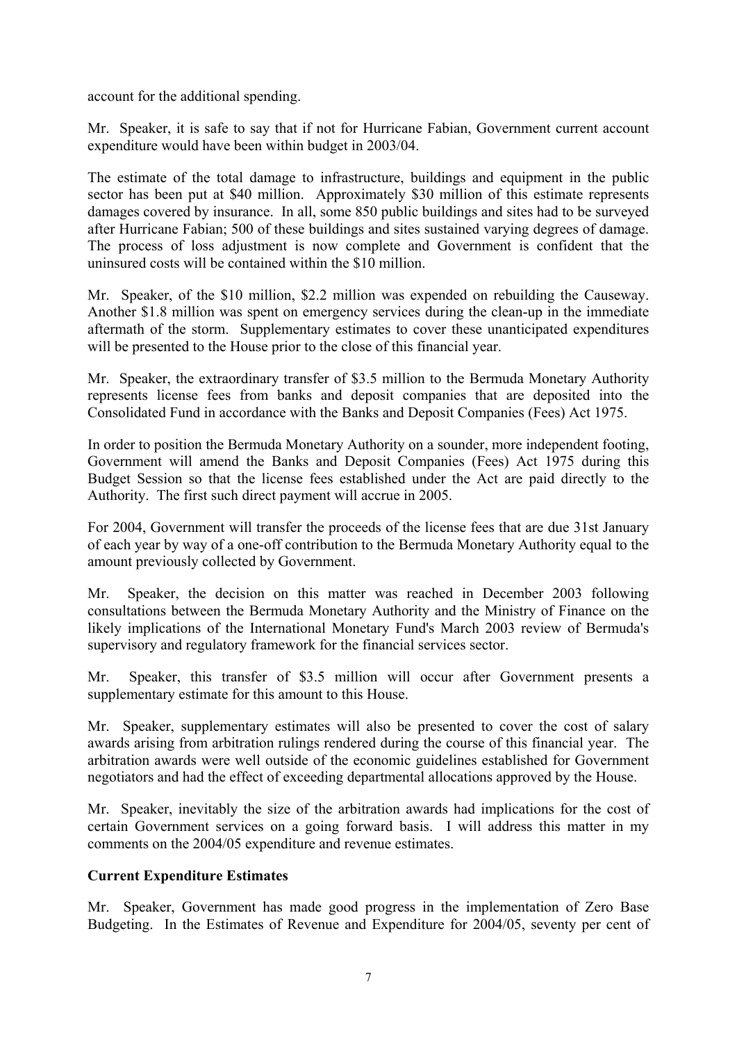account for the additional spending.

Mr. Speaker, it is safe to say that if not for Hurricane Fabian, Government current account expenditure would have been within budget in 2003/04.

The estimate of the total damage to infrastructure, buildings and equipment in the public sector has been put at $40 million. Approximately $30 million of this estimate represents damages covered by insurance. In all, some 850 public buildings and sites had to be surveyed after Hurricane Fabian; 500 of these buildings and sites sustained varying degrees of damage. The process of loss adjustment is now complete and Government is confident that the uninsured costs will be contained within the $10 million.

Mr. Speaker, of the $10 million, $2.2 million was expended on rebuilding the Causeway. Another $1.8 million was spent on emergency services during the clean-up in the immediate aftermath of the storm. Supplementary estimates to cover these unanticipated expenditures will be presented to the House prior to the close of this financial year.

Mr. Speaker, the extraordinary transfer of $3.5 million to the Bermuda Monetary Authority represents license fees from banks and deposit companies that are deposited into the Consolidated Fund in accordance with the Banks and Deposit Companies (Fees) Act 1975.

In order to position the Bermuda Monetary Authority on a sounder, more independent footing, Government will amend the Banks and Deposit Companies (Fees) Act 1975 during this Budget Session so that the license fees established under the Act are paid directly to the Authority. The first such direct payment will accrue in 2005.

For 2004, Government will transfer the proceeds of the license fees that are due 31st January of each year by way of a one-off contribution to the Bermuda Monetary Authority equal to the amount previously collected by Government.

Mr. Speaker, the decision on this matter was reached in December 2003 following consultations between the Bermuda Monetary Authority and the Ministry of Finance on the likely implications of the International Monetary Fund's March 2003 review of Bermuda's supervisory and regulatory framework for the financial services sector.

Mr. Speaker, this transfer of $3.5 million will occur after Government presents a supplementary estimate for this amount to this House.

Mr. Speaker, supplementary estimates will also be presented to cover the cost of salary awards arising from arbitration rulings rendered during the course of this financial year. The arbitration awards were well outside of the economic guidelines established for Government negotiators and had the effect of exceeding departmental allocations approved by the House.

Mr. Speaker, inevitably the size of the arbitration awards had implications for the cost of certain Government services on a going forward basis. I will address this matter in my comments on the 2004/05 expenditure and revenue estimates.

**Current Expenditure Estimates**

Mr. Speaker, Government has made good progress in the implementation of Zero Base Budgeting. In the Estimates of Revenue and Expenditure for 2004/05, seventy per cent of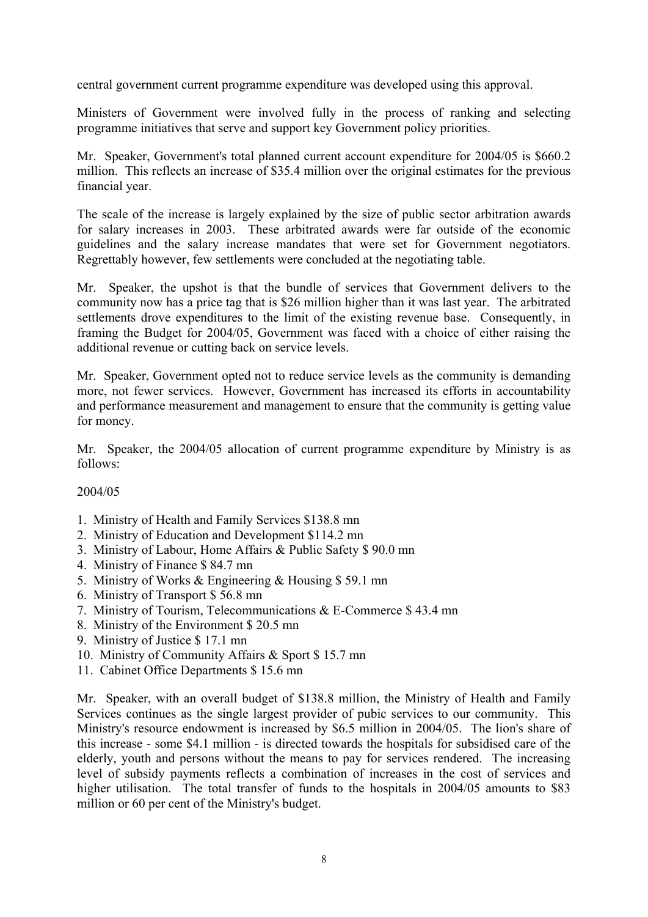central government current programme expenditure was developed using this approval.

Ministers of Government were involved fully in the process of ranking and selecting programme initiatives that serve and support key Government policy priorities.

Mr. Speaker, Government's total planned current account expenditure for 2004/05 is $660.2 million. This reflects an increase of $35.4 million over the original estimates for the previous financial year.

The scale of the increase is largely explained by the size of public sector arbitration awards for salary increases in 2003. These arbitrated awards were far outside of the economic guidelines and the salary increase mandates that were set for Government negotiators. Regrettably however, few settlements were concluded at the negotiating table.

Mr. Speaker, the upshot is that the bundle of services that Government delivers to the community now has a price tag that is $26 million higher than it was last year. The arbitrated settlements drove expenditures to the limit of the existing revenue base. Consequently, in framing the Budget for 2004/05, Government was faced with a choice of either raising the additional revenue or cutting back on service levels.

Mr. Speaker, Government opted not to reduce service levels as the community is demanding more, not fewer services. However, Government has increased its efforts in accountability and performance measurement and management to ensure that the community is getting value for money.

Mr. Speaker, the 2004/05 allocation of current programme expenditure by Ministry is as follows:

2004/05

1. Ministry of Health and Family Services $138.8 mn
2. Ministry of Education and Development $114.2 mn
3. Ministry of Labour, Home Affairs & Public Safety $ 90.0 mn
4. Ministry of Finance $ 84.7 mn
5. Ministry of Works & Engineering & Housing $ 59.1 mn
6. Ministry of Transport $ 56.8 mn
7. Ministry of Tourism, Telecommunications & E-Commerce $ 43.4 mn
8. Ministry of the Environment $ 20.5 mn
9. Ministry of Justice $ 17.1 mn
10. Ministry of Community Affairs & Sport $ 15.7 mn
11. Cabinet Office Departments $ 15.6 mn

Mr. Speaker, with an overall budget of $138.8 million, the Ministry of Health and Family Services continues as the single largest provider of pubic services to our community. This Ministry's resource endowment is increased by $6.5 million in 2004/05. The lion's share of this increase - some $4.1 million - is directed towards the hospitals for subsidised care of the elderly, youth and persons without the means to pay for services rendered. The increasing level of subsidy payments reflects a combination of increases in the cost of services and higher utilisation. The total transfer of funds to the hospitals in 2004/05 amounts to $83 million or 60 per cent of the Ministry's budget.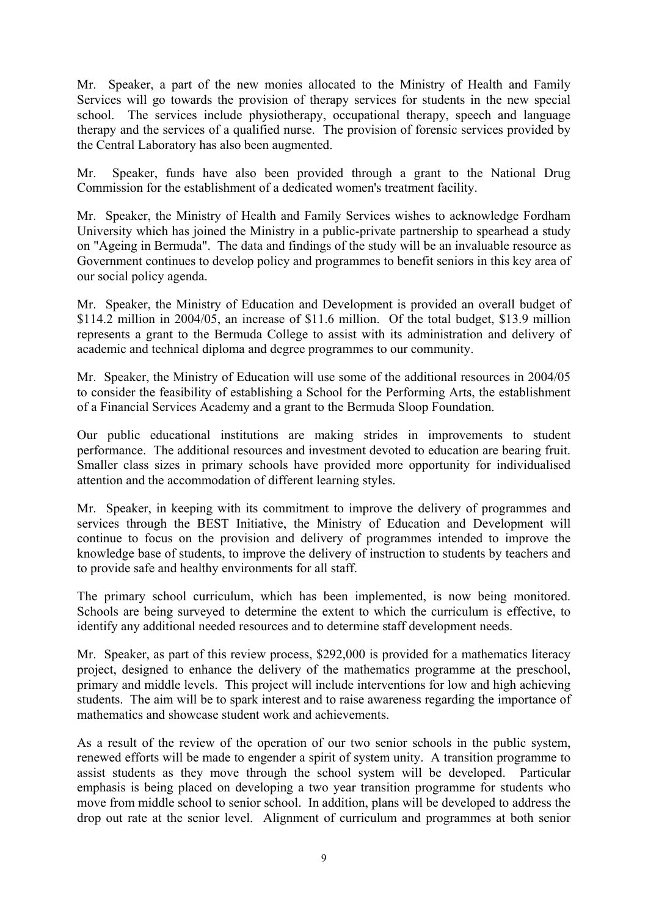Mr. Speaker, a part of the new monies allocated to the Ministry of Health and Family Services will go towards the provision of therapy services for students in the new special school. The services include physiotherapy, occupational therapy, speech and language therapy and the services of a qualified nurse. The provision of forensic services provided by the Central Laboratory has also been augmented.

Mr. Speaker, funds have also been provided through a grant to the National Drug Commission for the establishment of a dedicated women's treatment facility.

Mr. Speaker, the Ministry of Health and Family Services wishes to acknowledge Fordham University which has joined the Ministry in a public-private partnership to spearhead a study on "Ageing in Bermuda". The data and findings of the study will be an invaluable resource as Government continues to develop policy and programmes to benefit seniors in this key area of our social policy agenda.

Mr. Speaker, the Ministry of Education and Development is provided an overall budget of \$114.2 million in 2004/05, an increase of \$11.6 million. Of the total budget, \$13.9 million represents a grant to the Bermuda College to assist with its administration and delivery of academic and technical diploma and degree programmes to our community.

Mr. Speaker, the Ministry of Education will use some of the additional resources in 2004/05 to consider the feasibility of establishing a School for the Performing Arts, the establishment of a Financial Services Academy and a grant to the Bermuda Sloop Foundation.

Our public educational institutions are making strides in improvements to student performance. The additional resources and investment devoted to education are bearing fruit. Smaller class sizes in primary schools have provided more opportunity for individualised attention and the accommodation of different learning styles.

Mr. Speaker, in keeping with its commitment to improve the delivery of programmes and services through the BEST Initiative, the Ministry of Education and Development will continue to focus on the provision and delivery of programmes intended to improve the knowledge base of students, to improve the delivery of instruction to students by teachers and to provide safe and healthy environments for all staff.

The primary school curriculum, which has been implemented, is now being monitored. Schools are being surveyed to determine the extent to which the curriculum is effective, to identify any additional needed resources and to determine staff development needs.

Mr. Speaker, as part of this review process, \$292,000 is provided for a mathematics literacy project, designed to enhance the delivery of the mathematics programme at the preschool, primary and middle levels. This project will include interventions for low and high achieving students. The aim will be to spark interest and to raise awareness regarding the importance of mathematics and showcase student work and achievements.

As a result of the review of the operation of our two senior schools in the public system, renewed efforts will be made to engender a spirit of system unity. A transition programme to assist students as they move through the school system will be developed. Particular emphasis is being placed on developing a two year transition programme for students who move from middle school to senior school. In addition, plans will be developed to address the drop out rate at the senior level. Alignment of curriculum and programmes at both senior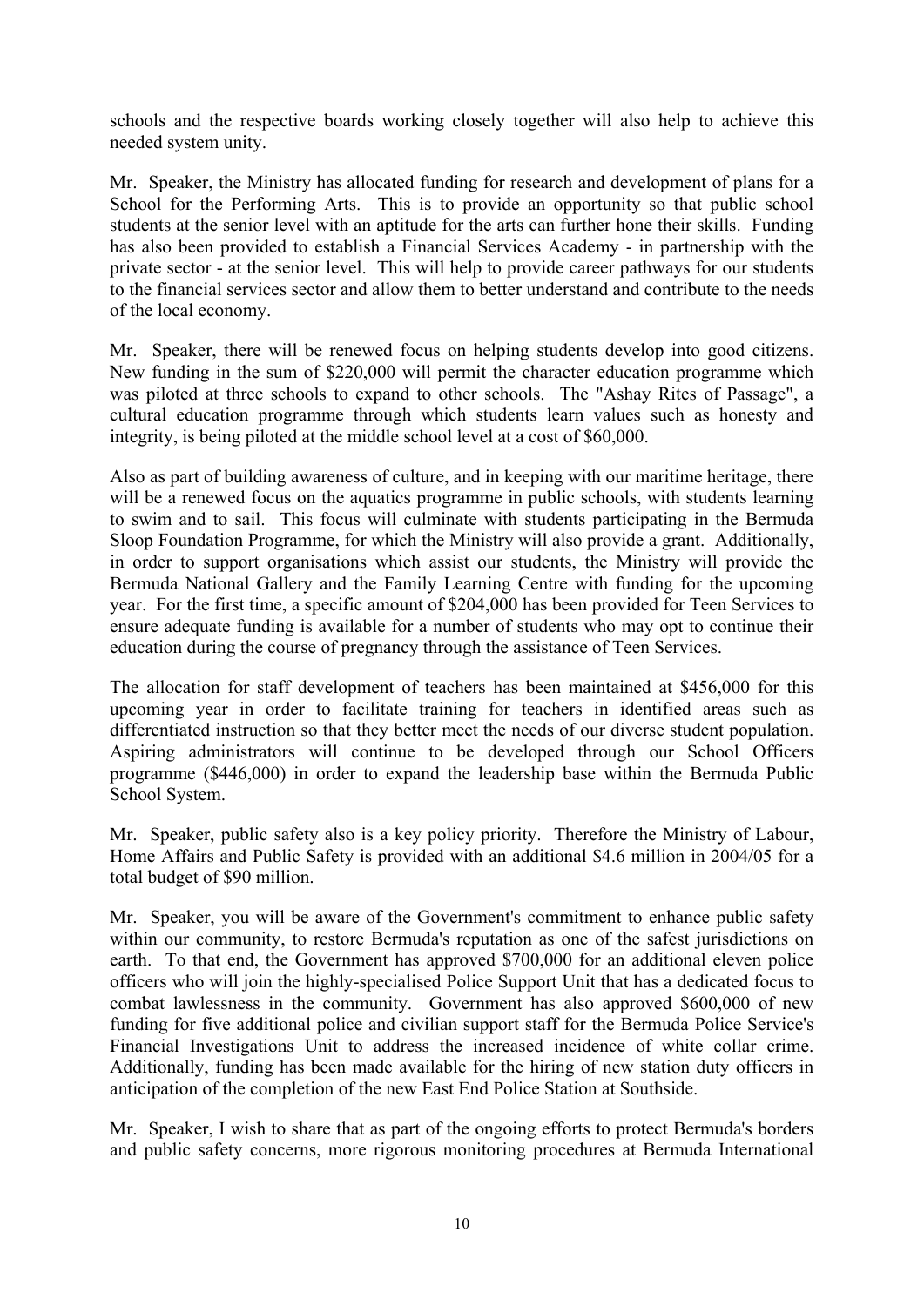schools and the respective boards working closely together will also help to achieve this needed system unity.

Mr. Speaker, the Ministry has allocated funding for research and development of plans for a School for the Performing Arts. This is to provide an opportunity so that public school students at the senior level with an aptitude for the arts can further hone their skills. Funding has also been provided to establish a Financial Services Academy - in partnership with the private sector - at the senior level. This will help to provide career pathways for our students to the financial services sector and allow them to better understand and contribute to the needs of the local economy.

Mr. Speaker, there will be renewed focus on helping students develop into good citizens. New funding in the sum of $220,000 will permit the character education programme which was piloted at three schools to expand to other schools. The "Ashay Rites of Passage", a cultural education programme through which students learn values such as honesty and integrity, is being piloted at the middle school level at a cost of $60,000.

Also as part of building awareness of culture, and in keeping with our maritime heritage, there will be a renewed focus on the aquatics programme in public schools, with students learning to swim and to sail. This focus will culminate with students participating in the Bermuda Sloop Foundation Programme, for which the Ministry will also provide a grant. Additionally, in order to support organisations which assist our students, the Ministry will provide the Bermuda National Gallery and the Family Learning Centre with funding for the upcoming year. For the first time, a specific amount of $204,000 has been provided for Teen Services to ensure adequate funding is available for a number of students who may opt to continue their education during the course of pregnancy through the assistance of Teen Services.

The allocation for staff development of teachers has been maintained at $456,000 for this upcoming year in order to facilitate training for teachers in identified areas such as differentiated instruction so that they better meet the needs of our diverse student population. Aspiring administrators will continue to be developed through our School Officers programme ($446,000) in order to expand the leadership base within the Bermuda Public School System.

Mr. Speaker, public safety also is a key policy priority. Therefore the Ministry of Labour, Home Affairs and Public Safety is provided with an additional $4.6 million in 2004/05 for a total budget of $90 million.

Mr. Speaker, you will be aware of the Government's commitment to enhance public safety within our community, to restore Bermuda's reputation as one of the safest jurisdictions on earth. To that end, the Government has approved $700,000 for an additional eleven police officers who will join the highly-specialised Police Support Unit that has a dedicated focus to combat lawlessness in the community. Government has also approved $600,000 of new funding for five additional police and civilian support staff for the Bermuda Police Service's Financial Investigations Unit to address the increased incidence of white collar crime. Additionally, funding has been made available for the hiring of new station duty officers in anticipation of the completion of the new East End Police Station at Southside.

Mr. Speaker, I wish to share that as part of the ongoing efforts to protect Bermuda's borders and public safety concerns, more rigorous monitoring procedures at Bermuda International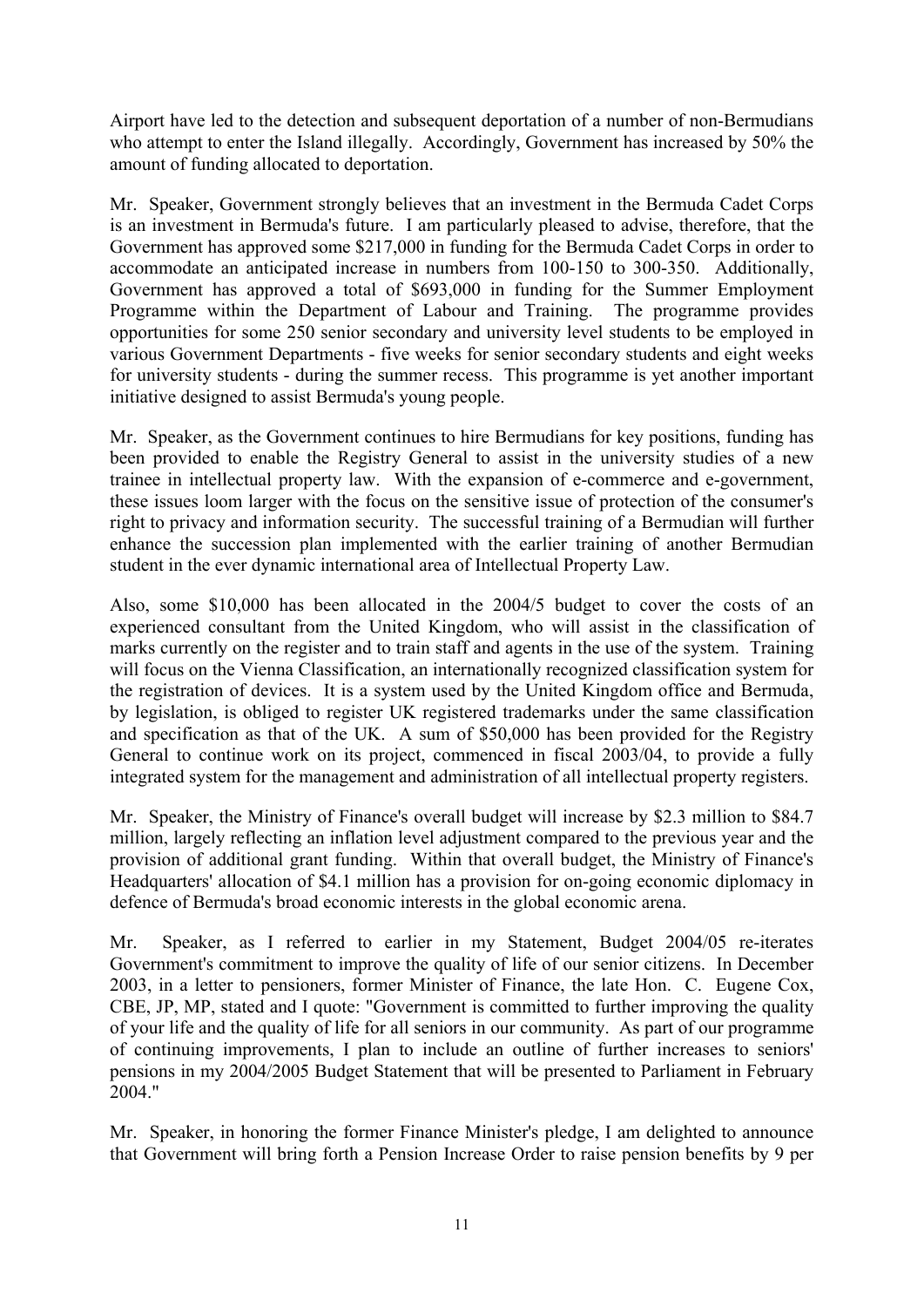Airport have led to the detection and subsequent deportation of a number of non-Bermudians who attempt to enter the Island illegally. Accordingly, Government has increased by 50% the amount of funding allocated to deportation.

Mr. Speaker, Government strongly believes that an investment in the Bermuda Cadet Corps is an investment in Bermuda's future. I am particularly pleased to advise, therefore, that the Government has approved some $217,000 in funding for the Bermuda Cadet Corps in order to accommodate an anticipated increase in numbers from 100-150 to 300-350. Additionally, Government has approved a total of $693,000 in funding for the Summer Employment Programme within the Department of Labour and Training. The programme provides opportunities for some 250 senior secondary and university level students to be employed in various Government Departments - five weeks for senior secondary students and eight weeks for university students - during the summer recess. This programme is yet another important initiative designed to assist Bermuda's young people.

Mr. Speaker, as the Government continues to hire Bermudians for key positions, funding has been provided to enable the Registry General to assist in the university studies of a new trainee in intellectual property law. With the expansion of e-commerce and e-government, these issues loom larger with the focus on the sensitive issue of protection of the consumer's right to privacy and information security. The successful training of a Bermudian will further enhance the succession plan implemented with the earlier training of another Bermudian student in the ever dynamic international area of Intellectual Property Law.

Also, some $10,000 has been allocated in the 2004/5 budget to cover the costs of an experienced consultant from the United Kingdom, who will assist in the classification of marks currently on the register and to train staff and agents in the use of the system. Training will focus on the Vienna Classification, an internationally recognized classification system for the registration of devices. It is a system used by the United Kingdom office and Bermuda, by legislation, is obliged to register UK registered trademarks under the same classification and specification as that of the UK. A sum of $50,000 has been provided for the Registry General to continue work on its project, commenced in fiscal 2003/04, to provide a fully integrated system for the management and administration of all intellectual property registers.

Mr. Speaker, the Ministry of Finance's overall budget will increase by $2.3 million to $84.7 million, largely reflecting an inflation level adjustment compared to the previous year and the provision of additional grant funding. Within that overall budget, the Ministry of Finance's Headquarters' allocation of $4.1 million has a provision for on-going economic diplomacy in defence of Bermuda's broad economic interests in the global economic arena.

Mr. Speaker, as I referred to earlier in my Statement, Budget 2004/05 re-iterates Government's commitment to improve the quality of life of our senior citizens. In December 2003, in a letter to pensioners, former Minister of Finance, the late Hon. C. Eugene Cox, CBE, JP, MP, stated and I quote: "Government is committed to further improving the quality of your life and the quality of life for all seniors in our community. As part of our programme of continuing improvements, I plan to include an outline of further increases to seniors' pensions in my 2004/2005 Budget Statement that will be presented to Parliament in February 2004."

Mr. Speaker, in honoring the former Finance Minister's pledge, I am delighted to announce that Government will bring forth a Pension Increase Order to raise pension benefits by 9 per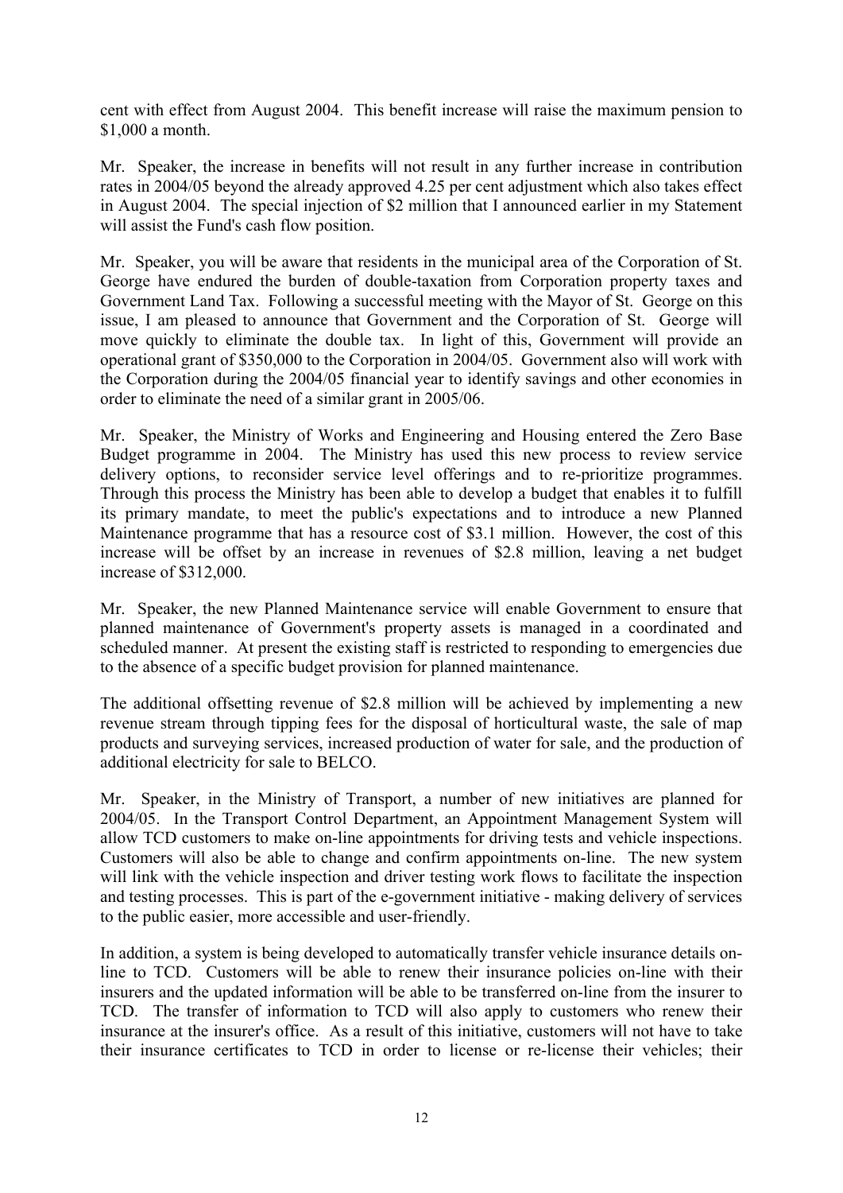cent with effect from August 2004. This benefit increase will raise the maximum pension to $1,000 a month.

Mr. Speaker, the increase in benefits will not result in any further increase in contribution rates in 2004/05 beyond the already approved 4.25 per cent adjustment which also takes effect in August 2004. The special injection of $2 million that I announced earlier in my Statement will assist the Fund's cash flow position.

Mr. Speaker, you will be aware that residents in the municipal area of the Corporation of St. George have endured the burden of double-taxation from Corporation property taxes and Government Land Tax. Following a successful meeting with the Mayor of St. George on this issue, I am pleased to announce that Government and the Corporation of St. George will move quickly to eliminate the double tax. In light of this, Government will provide an operational grant of $350,000 to the Corporation in 2004/05. Government also will work with the Corporation during the 2004/05 financial year to identify savings and other economies in order to eliminate the need of a similar grant in 2005/06.

Mr. Speaker, the Ministry of Works and Engineering and Housing entered the Zero Base Budget programme in 2004. The Ministry has used this new process to review service delivery options, to reconsider service level offerings and to re-prioritize programmes. Through this process the Ministry has been able to develop a budget that enables it to fulfill its primary mandate, to meet the public's expectations and to introduce a new Planned Maintenance programme that has a resource cost of $3.1 million. However, the cost of this increase will be offset by an increase in revenues of $2.8 million, leaving a net budget increase of $312,000.

Mr. Speaker, the new Planned Maintenance service will enable Government to ensure that planned maintenance of Government's property assets is managed in a coordinated and scheduled manner. At present the existing staff is restricted to responding to emergencies due to the absence of a specific budget provision for planned maintenance.

The additional offsetting revenue of $2.8 million will be achieved by implementing a new revenue stream through tipping fees for the disposal of horticultural waste, the sale of map products and surveying services, increased production of water for sale, and the production of additional electricity for sale to BELCO.

Mr. Speaker, in the Ministry of Transport, a number of new initiatives are planned for 2004/05. In the Transport Control Department, an Appointment Management System will allow TCD customers to make on-line appointments for driving tests and vehicle inspections. Customers will also be able to change and confirm appointments on-line. The new system will link with the vehicle inspection and driver testing work flows to facilitate the inspection and testing processes. This is part of the e-government initiative - making delivery of services to the public easier, more accessible and user-friendly.

In addition, a system is being developed to automatically transfer vehicle insurance details on-line to TCD. Customers will be able to renew their insurance policies on-line with their insurers and the updated information will be able to be transferred on-line from the insurer to TCD. The transfer of information to TCD will also apply to customers who renew their insurance at the insurer's office. As a result of this initiative, customers will not have to take their insurance certificates to TCD in order to license or re-license their vehicles; their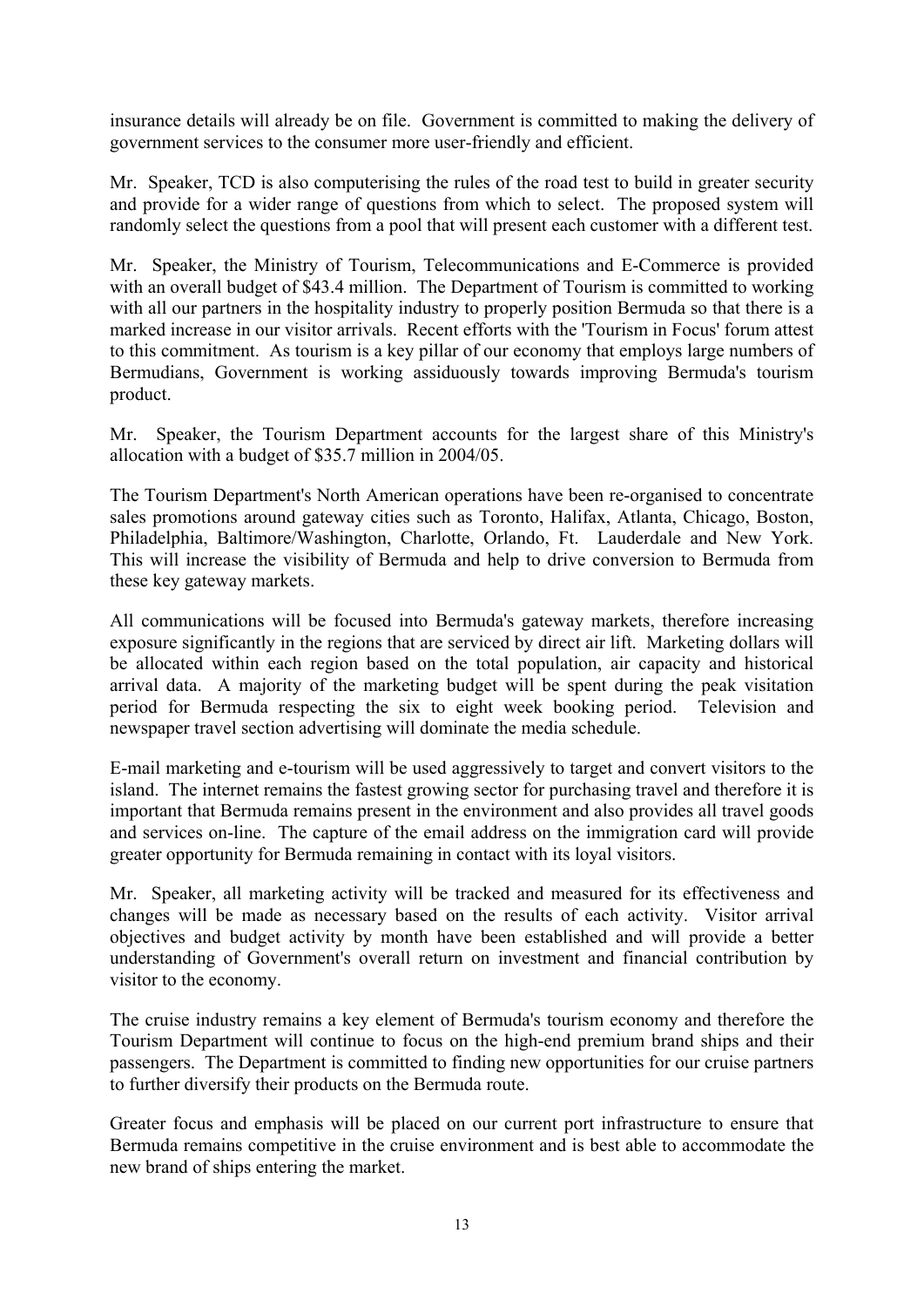insurance details will already be on file. Government is committed to making the delivery of government services to the consumer more user-friendly and efficient.

Mr. Speaker, TCD is also computerising the rules of the road test to build in greater security and provide for a wider range of questions from which to select. The proposed system will randomly select the questions from a pool that will present each customer with a different test.

Mr. Speaker, the Ministry of Tourism, Telecommunications and E-Commerce is provided with an overall budget of $43.4 million. The Department of Tourism is committed to working with all our partners in the hospitality industry to properly position Bermuda so that there is a marked increase in our visitor arrivals. Recent efforts with the 'Tourism in Focus' forum attest to this commitment. As tourism is a key pillar of our economy that employs large numbers of Bermudians, Government is working assiduously towards improving Bermuda's tourism product.

Mr. Speaker, the Tourism Department accounts for the largest share of this Ministry's allocation with a budget of $35.7 million in 2004/05.

The Tourism Department's North American operations have been re-organised to concentrate sales promotions around gateway cities such as Toronto, Halifax, Atlanta, Chicago, Boston, Philadelphia, Baltimore/Washington, Charlotte, Orlando, Ft. Lauderdale and New York. This will increase the visibility of Bermuda and help to drive conversion to Bermuda from these key gateway markets.

All communications will be focused into Bermuda's gateway markets, therefore increasing exposure significantly in the regions that are serviced by direct air lift. Marketing dollars will be allocated within each region based on the total population, air capacity and historical arrival data. A majority of the marketing budget will be spent during the peak visitation period for Bermuda respecting the six to eight week booking period. Television and newspaper travel section advertising will dominate the media schedule.

E-mail marketing and e-tourism will be used aggressively to target and convert visitors to the island. The internet remains the fastest growing sector for purchasing travel and therefore it is important that Bermuda remains present in the environment and also provides all travel goods and services on-line. The capture of the email address on the immigration card will provide greater opportunity for Bermuda remaining in contact with its loyal visitors.

Mr. Speaker, all marketing activity will be tracked and measured for its effectiveness and changes will be made as necessary based on the results of each activity. Visitor arrival objectives and budget activity by month have been established and will provide a better understanding of Government's overall return on investment and financial contribution by visitor to the economy.

The cruise industry remains a key element of Bermuda's tourism economy and therefore the Tourism Department will continue to focus on the high-end premium brand ships and their passengers. The Department is committed to finding new opportunities for our cruise partners to further diversify their products on the Bermuda route.

Greater focus and emphasis will be placed on our current port infrastructure to ensure that Bermuda remains competitive in the cruise environment and is best able to accommodate the new brand of ships entering the market.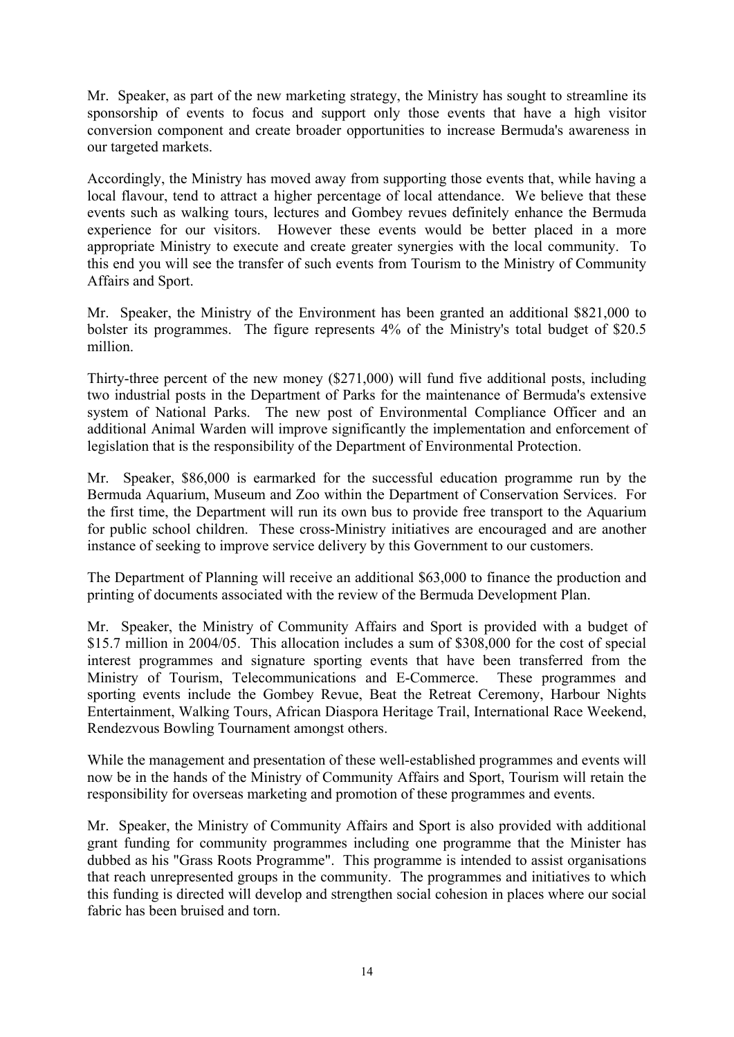Mr. Speaker, as part of the new marketing strategy, the Ministry has sought to streamline its sponsorship of events to focus and support only those events that have a high visitor conversion component and create broader opportunities to increase Bermuda's awareness in our targeted markets.

Accordingly, the Ministry has moved away from supporting those events that, while having a local flavour, tend to attract a higher percentage of local attendance. We believe that these events such as walking tours, lectures and Gombey revues definitely enhance the Bermuda experience for our visitors. However these events would be better placed in a more appropriate Ministry to execute and create greater synergies with the local community. To this end you will see the transfer of such events from Tourism to the Ministry of Community Affairs and Sport.

Mr. Speaker, the Ministry of the Environment has been granted an additional \$821,000 to bolster its programmes. The figure represents 4% of the Ministry's total budget of \$20.5 million.

Thirty-three percent of the new money (\$271,000) will fund five additional posts, including two industrial posts in the Department of Parks for the maintenance of Bermuda's extensive system of National Parks. The new post of Environmental Compliance Officer and an additional Animal Warden will improve significantly the implementation and enforcement of legislation that is the responsibility of the Department of Environmental Protection.

Mr. Speaker, \$86,000 is earmarked for the successful education programme run by the Bermuda Aquarium, Museum and Zoo within the Department of Conservation Services. For the first time, the Department will run its own bus to provide free transport to the Aquarium for public school children. These cross-Ministry initiatives are encouraged and are another instance of seeking to improve service delivery by this Government to our customers.

The Department of Planning will receive an additional \$63,000 to finance the production and printing of documents associated with the review of the Bermuda Development Plan.

Mr. Speaker, the Ministry of Community Affairs and Sport is provided with a budget of \$15.7 million in 2004/05. This allocation includes a sum of \$308,000 for the cost of special interest programmes and signature sporting events that have been transferred from the Ministry of Tourism, Telecommunications and E-Commerce. These programmes and sporting events include the Gombey Revue, Beat the Retreat Ceremony, Harbour Nights Entertainment, Walking Tours, African Diaspora Heritage Trail, International Race Weekend, Rendezvous Bowling Tournament amongst others.

While the management and presentation of these well-established programmes and events will now be in the hands of the Ministry of Community Affairs and Sport, Tourism will retain the responsibility for overseas marketing and promotion of these programmes and events.

Mr. Speaker, the Ministry of Community Affairs and Sport is also provided with additional grant funding for community programmes including one programme that the Minister has dubbed as his "Grass Roots Programme". This programme is intended to assist organisations that reach unrepresented groups in the community. The programmes and initiatives to which this funding is directed will develop and strengthen social cohesion in places where our social fabric has been bruised and torn.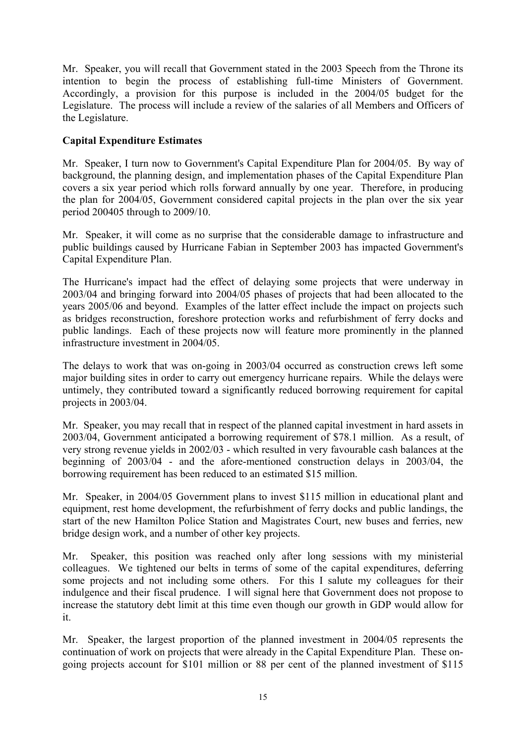Mr. Speaker, you will recall that Government stated in the 2003 Speech from the Throne its intention to begin the process of establishing full-time Ministers of Government. Accordingly, a provision for this purpose is included in the 2004/05 budget for the Legislature. The process will include a review of the salaries of all Members and Officers of the Legislature.

**Capital Expenditure Estimates**

Mr. Speaker, I turn now to Government's Capital Expenditure Plan for 2004/05. By way of background, the planning design, and implementation phases of the Capital Expenditure Plan covers a six year period which rolls forward annually by one year. Therefore, in producing the plan for 2004/05, Government considered capital projects in the plan over the six year period 200405 through to 2009/10.

Mr. Speaker, it will come as no surprise that the considerable damage to infrastructure and public buildings caused by Hurricane Fabian in September 2003 has impacted Government's Capital Expenditure Plan.

The Hurricane's impact had the effect of delaying some projects that were underway in 2003/04 and bringing forward into 2004/05 phases of projects that had been allocated to the years 2005/06 and beyond. Examples of the latter effect include the impact on projects such as bridges reconstruction, foreshore protection works and refurbishment of ferry docks and public landings. Each of these projects now will feature more prominently in the planned infrastructure investment in 2004/05.

The delays to work that was on-going in 2003/04 occurred as construction crews left some major building sites in order to carry out emergency hurricane repairs. While the delays were untimely, they contributed toward a significantly reduced borrowing requirement for capital projects in 2003/04.

Mr. Speaker, you may recall that in respect of the planned capital investment in hard assets in 2003/04, Government anticipated a borrowing requirement of $78.1 million. As a result, of very strong revenue yields in 2002/03 - which resulted in very favourable cash balances at the beginning of 2003/04 - and the afore-mentioned construction delays in 2003/04, the borrowing requirement has been reduced to an estimated $15 million.

Mr. Speaker, in 2004/05 Government plans to invest $115 million in educational plant and equipment, rest home development, the refurbishment of ferry docks and public landings, the start of the new Hamilton Police Station and Magistrates Court, new buses and ferries, new bridge design work, and a number of other key projects.

Mr. Speaker, this position was reached only after long sessions with my ministerial colleagues. We tightened our belts in terms of some of the capital expenditures, deferring some projects and not including some others. For this I salute my colleagues for their indulgence and their fiscal prudence. I will signal here that Government does not propose to increase the statutory debt limit at this time even though our growth in GDP would allow for it.

Mr. Speaker, the largest proportion of the planned investment in 2004/05 represents the continuation of work on projects that were already in the Capital Expenditure Plan. These on-going projects account for $101 million or 88 per cent of the planned investment of $115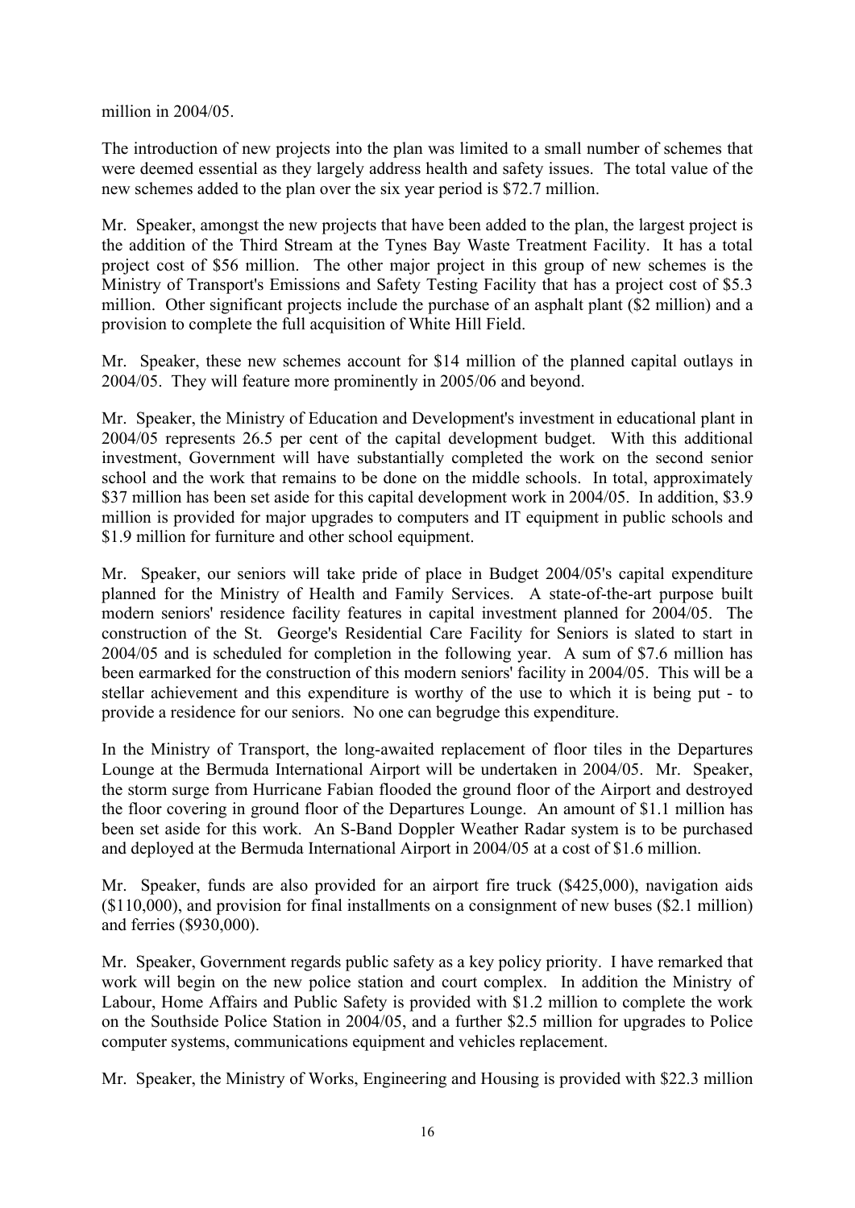million in 2004/05.

The introduction of new projects into the plan was limited to a small number of schemes that were deemed essential as they largely address health and safety issues. The total value of the new schemes added to the plan over the six year period is $72.7 million.

Mr. Speaker, amongst the new projects that have been added to the plan, the largest project is the addition of the Third Stream at the Tynes Bay Waste Treatment Facility. It has a total project cost of $56 million. The other major project in this group of new schemes is the Ministry of Transport's Emissions and Safety Testing Facility that has a project cost of $5.3 million. Other significant projects include the purchase of an asphalt plant ($2 million) and a provision to complete the full acquisition of White Hill Field.

Mr. Speaker, these new schemes account for $14 million of the planned capital outlays in 2004/05. They will feature more prominently in 2005/06 and beyond.

Mr. Speaker, the Ministry of Education and Development's investment in educational plant in 2004/05 represents 26.5 per cent of the capital development budget. With this additional investment, Government will have substantially completed the work on the second senior school and the work that remains to be done on the middle schools. In total, approximately $37 million has been set aside for this capital development work in 2004/05. In addition, $3.9 million is provided for major upgrades to computers and IT equipment in public schools and $1.9 million for furniture and other school equipment.

Mr. Speaker, our seniors will take pride of place in Budget 2004/05's capital expenditure planned for the Ministry of Health and Family Services. A state-of-the-art purpose built modern seniors' residence facility features in capital investment planned for 2004/05. The construction of the St. George's Residential Care Facility for Seniors is slated to start in 2004/05 and is scheduled for completion in the following year. A sum of $7.6 million has been earmarked for the construction of this modern seniors' facility in 2004/05. This will be a stellar achievement and this expenditure is worthy of the use to which it is being put - to provide a residence for our seniors. No one can begrudge this expenditure.

In the Ministry of Transport, the long-awaited replacement of floor tiles in the Departures Lounge at the Bermuda International Airport will be undertaken in 2004/05. Mr. Speaker, the storm surge from Hurricane Fabian flooded the ground floor of the Airport and destroyed the floor covering in ground floor of the Departures Lounge. An amount of $1.1 million has been set aside for this work. An S-Band Doppler Weather Radar system is to be purchased and deployed at the Bermuda International Airport in 2004/05 at a cost of $1.6 million.

Mr. Speaker, funds are also provided for an airport fire truck ($425,000), navigation aids ($110,000), and provision for final installments on a consignment of new buses ($2.1 million) and ferries ($930,000).

Mr. Speaker, Government regards public safety as a key policy priority. I have remarked that work will begin on the new police station and court complex. In addition the Ministry of Labour, Home Affairs and Public Safety is provided with $1.2 million to complete the work on the Southside Police Station in 2004/05, and a further $2.5 million for upgrades to Police computer systems, communications equipment and vehicles replacement.

Mr. Speaker, the Ministry of Works, Engineering and Housing is provided with $22.3 million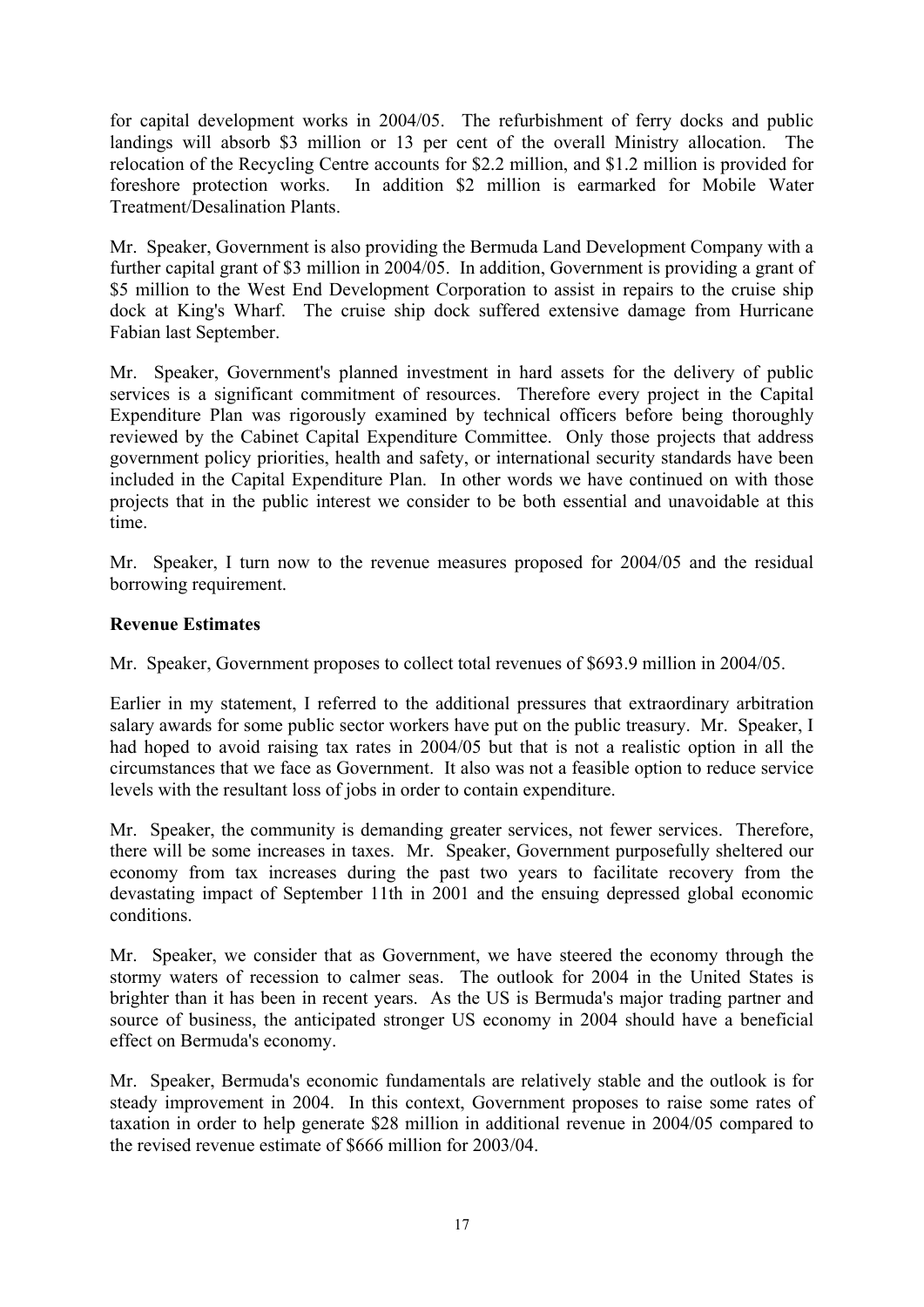for capital development works in 2004/05. The refurbishment of ferry docks and public landings will absorb $3 million or 13 per cent of the overall Ministry allocation. The relocation of the Recycling Centre accounts for $2.2 million, and $1.2 million is provided for foreshore protection works. In addition $2 million is earmarked for Mobile Water Treatment/Desalination Plants.

Mr. Speaker, Government is also providing the Bermuda Land Development Company with a further capital grant of $3 million in 2004/05. In addition, Government is providing a grant of $5 million to the West End Development Corporation to assist in repairs to the cruise ship dock at King's Wharf. The cruise ship dock suffered extensive damage from Hurricane Fabian last September.

Mr. Speaker, Government's planned investment in hard assets for the delivery of public services is a significant commitment of resources. Therefore every project in the Capital Expenditure Plan was rigorously examined by technical officers before being thoroughly reviewed by the Cabinet Capital Expenditure Committee. Only those projects that address government policy priorities, health and safety, or international security standards have been included in the Capital Expenditure Plan. In other words we have continued on with those projects that in the public interest we consider to be both essential and unavoidable at this time.

Mr. Speaker, I turn now to the revenue measures proposed for 2004/05 and the residual borrowing requirement.

**Revenue Estimates**

Mr. Speaker, Government proposes to collect total revenues of $693.9 million in 2004/05.

Earlier in my statement, I referred to the additional pressures that extraordinary arbitration salary awards for some public sector workers have put on the public treasury. Mr. Speaker, I had hoped to avoid raising tax rates in 2004/05 but that is not a realistic option in all the circumstances that we face as Government. It also was not a feasible option to reduce service levels with the resultant loss of jobs in order to contain expenditure.

Mr. Speaker, the community is demanding greater services, not fewer services. Therefore, there will be some increases in taxes. Mr. Speaker, Government purposefully sheltered our economy from tax increases during the past two years to facilitate recovery from the devastating impact of September 11th in 2001 and the ensuing depressed global economic conditions.

Mr. Speaker, we consider that as Government, we have steered the economy through the stormy waters of recession to calmer seas. The outlook for 2004 in the United States is brighter than it has been in recent years. As the US is Bermuda's major trading partner and source of business, the anticipated stronger US economy in 2004 should have a beneficial effect on Bermuda's economy.

Mr. Speaker, Bermuda's economic fundamentals are relatively stable and the outlook is for steady improvement in 2004. In this context, Government proposes to raise some rates of taxation in order to help generate $28 million in additional revenue in 2004/05 compared to the revised revenue estimate of $666 million for 2003/04.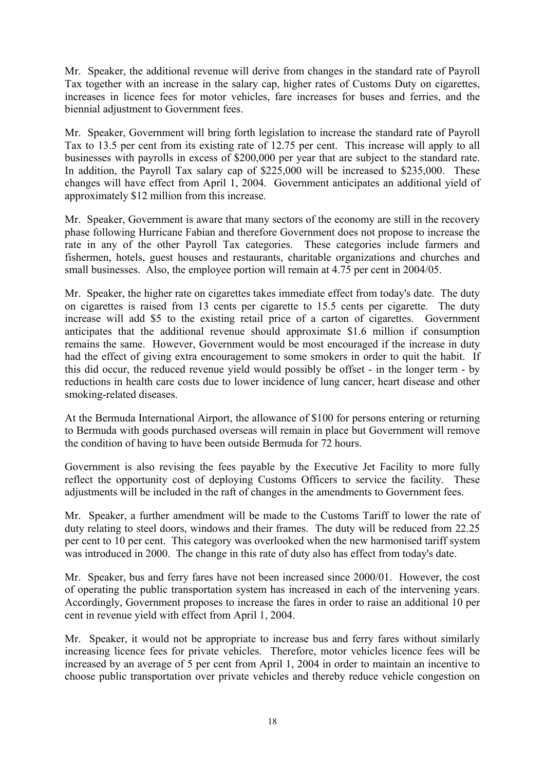Mr. Speaker, the additional revenue will derive from changes in the standard rate of Payroll Tax together with an increase in the salary cap, higher rates of Customs Duty on cigarettes, increases in licence fees for motor vehicles, fare increases for buses and ferries, and the biennial adjustment to Government fees.

Mr. Speaker, Government will bring forth legislation to increase the standard rate of Payroll Tax to 13.5 per cent from its existing rate of 12.75 per cent. This increase will apply to all businesses with payrolls in excess of $200,000 per year that are subject to the standard rate. In addition, the Payroll Tax salary cap of $225,000 will be increased to $235,000. These changes will have effect from April 1, 2004. Government anticipates an additional yield of approximately $12 million from this increase.

Mr. Speaker, Government is aware that many sectors of the economy are still in the recovery phase following Hurricane Fabian and therefore Government does not propose to increase the rate in any of the other Payroll Tax categories. These categories include farmers and fishermen, hotels, guest houses and restaurants, charitable organizations and churches and small businesses. Also, the employee portion will remain at 4.75 per cent in 2004/05.

Mr. Speaker, the higher rate on cigarettes takes immediate effect from today's date. The duty on cigarettes is raised from 13 cents per cigarette to 15.5 cents per cigarette. The duty increase will add $5 to the existing retail price of a carton of cigarettes. Government anticipates that the additional revenue should approximate $1.6 million if consumption remains the same. However, Government would be most encouraged if the increase in duty had the effect of giving extra encouragement to some smokers in order to quit the habit. If this did occur, the reduced revenue yield would possibly be offset - in the longer term - by reductions in health care costs due to lower incidence of lung cancer, heart disease and other smoking-related diseases.

At the Bermuda International Airport, the allowance of $100 for persons entering or returning to Bermuda with goods purchased overseas will remain in place but Government will remove the condition of having to have been outside Bermuda for 72 hours.

Government is also revising the fees payable by the Executive Jet Facility to more fully reflect the opportunity cost of deploying Customs Officers to service the facility. These adjustments will be included in the raft of changes in the amendments to Government fees.

Mr. Speaker, a further amendment will be made to the Customs Tariff to lower the rate of duty relating to steel doors, windows and their frames. The duty will be reduced from 22.25 per cent to 10 per cent. This category was overlooked when the new harmonised tariff system was introduced in 2000. The change in this rate of duty also has effect from today's date.

Mr. Speaker, bus and ferry fares have not been increased since 2000/01. However, the cost of operating the public transportation system has increased in each of the intervening years. Accordingly, Government proposes to increase the fares in order to raise an additional 10 per cent in revenue yield with effect from April 1, 2004.

Mr. Speaker, it would not be appropriate to increase bus and ferry fares without similarly increasing licence fees for private vehicles. Therefore, motor vehicles licence fees will be increased by an average of 5 per cent from April 1, 2004 in order to maintain an incentive to choose public transportation over private vehicles and thereby reduce vehicle congestion on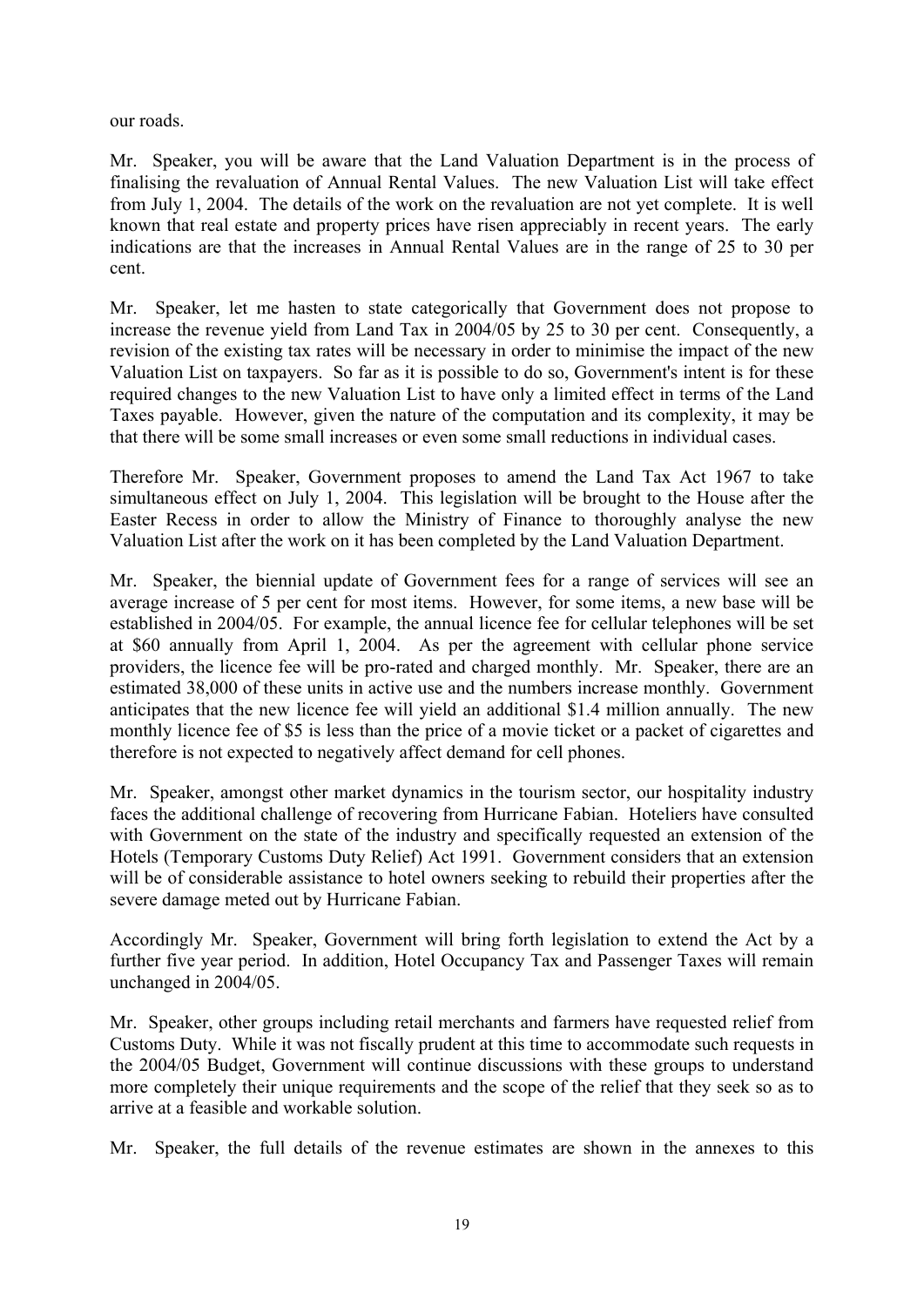our roads.

Mr. Speaker, you will be aware that the Land Valuation Department is in the process of finalising the revaluation of Annual Rental Values. The new Valuation List will take effect from July 1, 2004. The details of the work on the revaluation are not yet complete. It is well known that real estate and property prices have risen appreciably in recent years. The early indications are that the increases in Annual Rental Values are in the range of 25 to 30 per cent.

Mr. Speaker, let me hasten to state categorically that Government does not propose to increase the revenue yield from Land Tax in 2004/05 by 25 to 30 per cent. Consequently, a revision of the existing tax rates will be necessary in order to minimise the impact of the new Valuation List on taxpayers. So far as it is possible to do so, Government's intent is for these required changes to the new Valuation List to have only a limited effect in terms of the Land Taxes payable. However, given the nature of the computation and its complexity, it may be that there will be some small increases or even some small reductions in individual cases.

Therefore Mr. Speaker, Government proposes to amend the Land Tax Act 1967 to take simultaneous effect on July 1, 2004. This legislation will be brought to the House after the Easter Recess in order to allow the Ministry of Finance to thoroughly analyse the new Valuation List after the work on it has been completed by the Land Valuation Department.

Mr. Speaker, the biennial update of Government fees for a range of services will see an average increase of 5 per cent for most items. However, for some items, a new base will be established in 2004/05. For example, the annual licence fee for cellular telephones will be set at $60 annually from April 1, 2004. As per the agreement with cellular phone service providers, the licence fee will be pro-rated and charged monthly. Mr. Speaker, there are an estimated 38,000 of these units in active use and the numbers increase monthly. Government anticipates that the new licence fee will yield an additional $1.4 million annually. The new monthly licence fee of $5 is less than the price of a movie ticket or a packet of cigarettes and therefore is not expected to negatively affect demand for cell phones.

Mr. Speaker, amongst other market dynamics in the tourism sector, our hospitality industry faces the additional challenge of recovering from Hurricane Fabian. Hoteliers have consulted with Government on the state of the industry and specifically requested an extension of the Hotels (Temporary Customs Duty Relief) Act 1991. Government considers that an extension will be of considerable assistance to hotel owners seeking to rebuild their properties after the severe damage meted out by Hurricane Fabian.

Accordingly Mr. Speaker, Government will bring forth legislation to extend the Act by a further five year period. In addition, Hotel Occupancy Tax and Passenger Taxes will remain unchanged in 2004/05.

Mr. Speaker, other groups including retail merchants and farmers have requested relief from Customs Duty. While it was not fiscally prudent at this time to accommodate such requests in the 2004/05 Budget, Government will continue discussions with these groups to understand more completely their unique requirements and the scope of the relief that they seek so as to arrive at a feasible and workable solution.

Mr. Speaker, the full details of the revenue estimates are shown in the annexes to this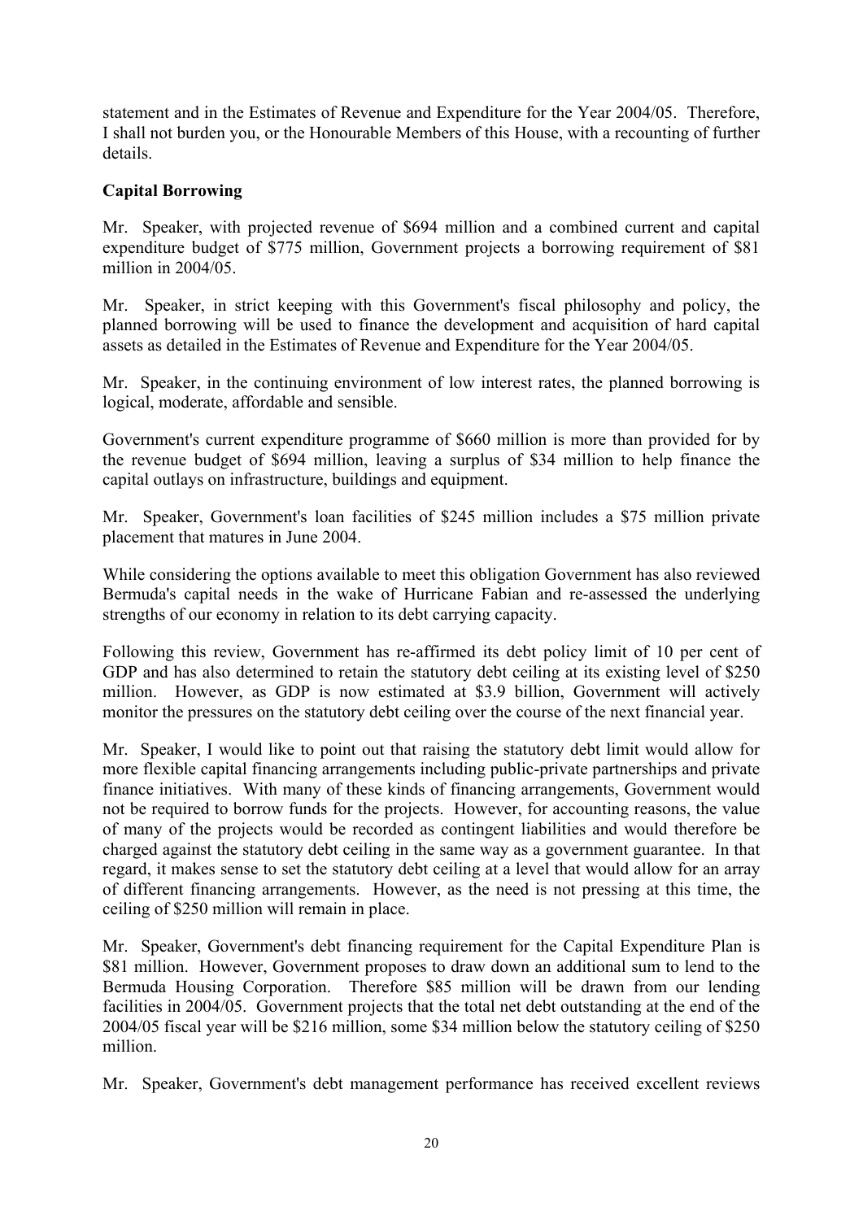statement and in the Estimates of Revenue and Expenditure for the Year 2004/05. Therefore, I shall not burden you, or the Honourable Members of this House, with a recounting of further details.

**Capital Borrowing**

Mr. Speaker, with projected revenue of $694 million and a combined current and capital expenditure budget of $775 million, Government projects a borrowing requirement of $81 million in 2004/05.

Mr. Speaker, in strict keeping with this Government's fiscal philosophy and policy, the planned borrowing will be used to finance the development and acquisition of hard capital assets as detailed in the Estimates of Revenue and Expenditure for the Year 2004/05.

Mr. Speaker, in the continuing environment of low interest rates, the planned borrowing is logical, moderate, affordable and sensible.

Government's current expenditure programme of $660 million is more than provided for by the revenue budget of $694 million, leaving a surplus of $34 million to help finance the capital outlays on infrastructure, buildings and equipment.

Mr. Speaker, Government's loan facilities of $245 million includes a $75 million private placement that matures in June 2004.

While considering the options available to meet this obligation Government has also reviewed Bermuda's capital needs in the wake of Hurricane Fabian and re-assessed the underlying strengths of our economy in relation to its debt carrying capacity.

Following this review, Government has re-affirmed its debt policy limit of 10 per cent of GDP and has also determined to retain the statutory debt ceiling at its existing level of $250 million. However, as GDP is now estimated at $3.9 billion, Government will actively monitor the pressures on the statutory debt ceiling over the course of the next financial year.

Mr. Speaker, I would like to point out that raising the statutory debt limit would allow for more flexible capital financing arrangements including public-private partnerships and private finance initiatives. With many of these kinds of financing arrangements, Government would not be required to borrow funds for the projects. However, for accounting reasons, the value of many of the projects would be recorded as contingent liabilities and would therefore be charged against the statutory debt ceiling in the same way as a government guarantee. In that regard, it makes sense to set the statutory debt ceiling at a level that would allow for an array of different financing arrangements. However, as the need is not pressing at this time, the ceiling of $250 million will remain in place.

Mr. Speaker, Government's debt financing requirement for the Capital Expenditure Plan is $81 million. However, Government proposes to draw down an additional sum to lend to the Bermuda Housing Corporation. Therefore $85 million will be drawn from our lending facilities in 2004/05. Government projects that the total net debt outstanding at the end of the 2004/05 fiscal year will be $216 million, some $34 million below the statutory ceiling of $250 million.

Mr. Speaker, Government's debt management performance has received excellent reviews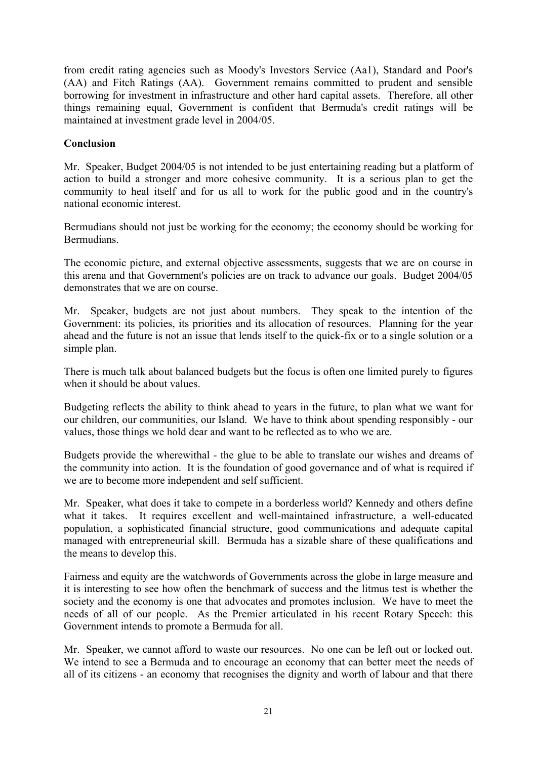from credit rating agencies such as Moody's Investors Service (Aa1), Standard and Poor's (AA) and Fitch Ratings (AA). Government remains committed to prudent and sensible borrowing for investment in infrastructure and other hard capital assets. Therefore, all other things remaining equal, Government is confident that Bermuda's credit ratings will be maintained at investment grade level in 2004/05.

**Conclusion**

Mr. Speaker, Budget 2004/05 is not intended to be just entertaining reading but a platform of action to build a stronger and more cohesive community. It is a serious plan to get the community to heal itself and for us all to work for the public good and in the country's national economic interest.

Bermudians should not just be working for the economy; the economy should be working for Bermudians.

The economic picture, and external objective assessments, suggests that we are on course in this arena and that Government's policies are on track to advance our goals. Budget 2004/05 demonstrates that we are on course.

Mr. Speaker, budgets are not just about numbers. They speak to the intention of the Government: its policies, its priorities and its allocation of resources. Planning for the year ahead and the future is not an issue that lends itself to the quick-fix or to a single solution or a simple plan.

There is much talk about balanced budgets but the focus is often one limited purely to figures when it should be about values.

Budgeting reflects the ability to think ahead to years in the future, to plan what we want for our children, our communities, our Island. We have to think about spending responsibly - our values, those things we hold dear and want to be reflected as to who we are.

Budgets provide the wherewithal - the glue to be able to translate our wishes and dreams of the community into action. It is the foundation of good governance and of what is required if we are to become more independent and self sufficient.

Mr. Speaker, what does it take to compete in a borderless world? Kennedy and others define what it takes. It requires excellent and well-maintained infrastructure, a well-educated population, a sophisticated financial structure, good communications and adequate capital managed with entrepreneurial skill. Bermuda has a sizable share of these qualifications and the means to develop this.

Fairness and equity are the watchwords of Governments across the globe in large measure and it is interesting to see how often the benchmark of success and the litmus test is whether the society and the economy is one that advocates and promotes inclusion. We have to meet the needs of all of our people. As the Premier articulated in his recent Rotary Speech: this Government intends to promote a Bermuda for all.

Mr. Speaker, we cannot afford to waste our resources. No one can be left out or locked out. We intend to see a Bermuda and to encourage an economy that can better meet the needs of all of its citizens - an economy that recognises the dignity and worth of labour and that there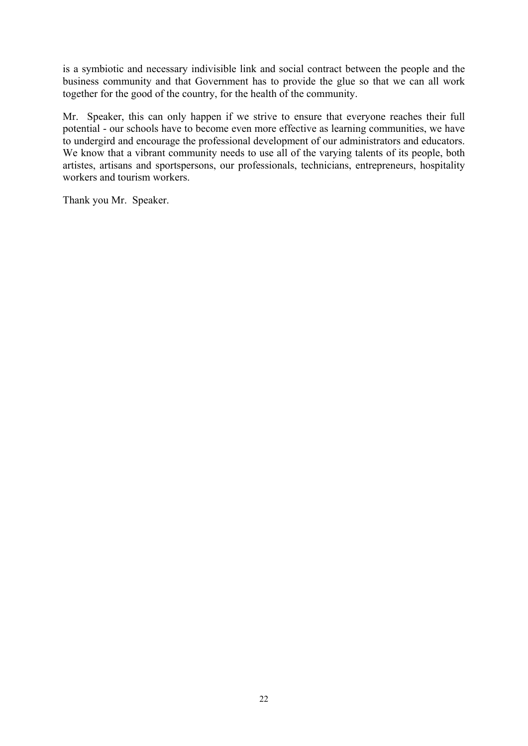is a symbiotic and necessary indivisible link and social contract between the people and the business community and that Government has to provide the glue so that we can all work together for the good of the country, for the health of the community.

Mr. Speaker, this can only happen if we strive to ensure that everyone reaches their full potential - our schools have to become even more effective as learning communities, we have to undergird and encourage the professional development of our administrators and educators. We know that a vibrant community needs to use all of the varying talents of its people, both artistes, artisans and sportspersons, our professionals, technicians, entrepreneurs, hospitality workers and tourism workers.

Thank you Mr. Speaker.